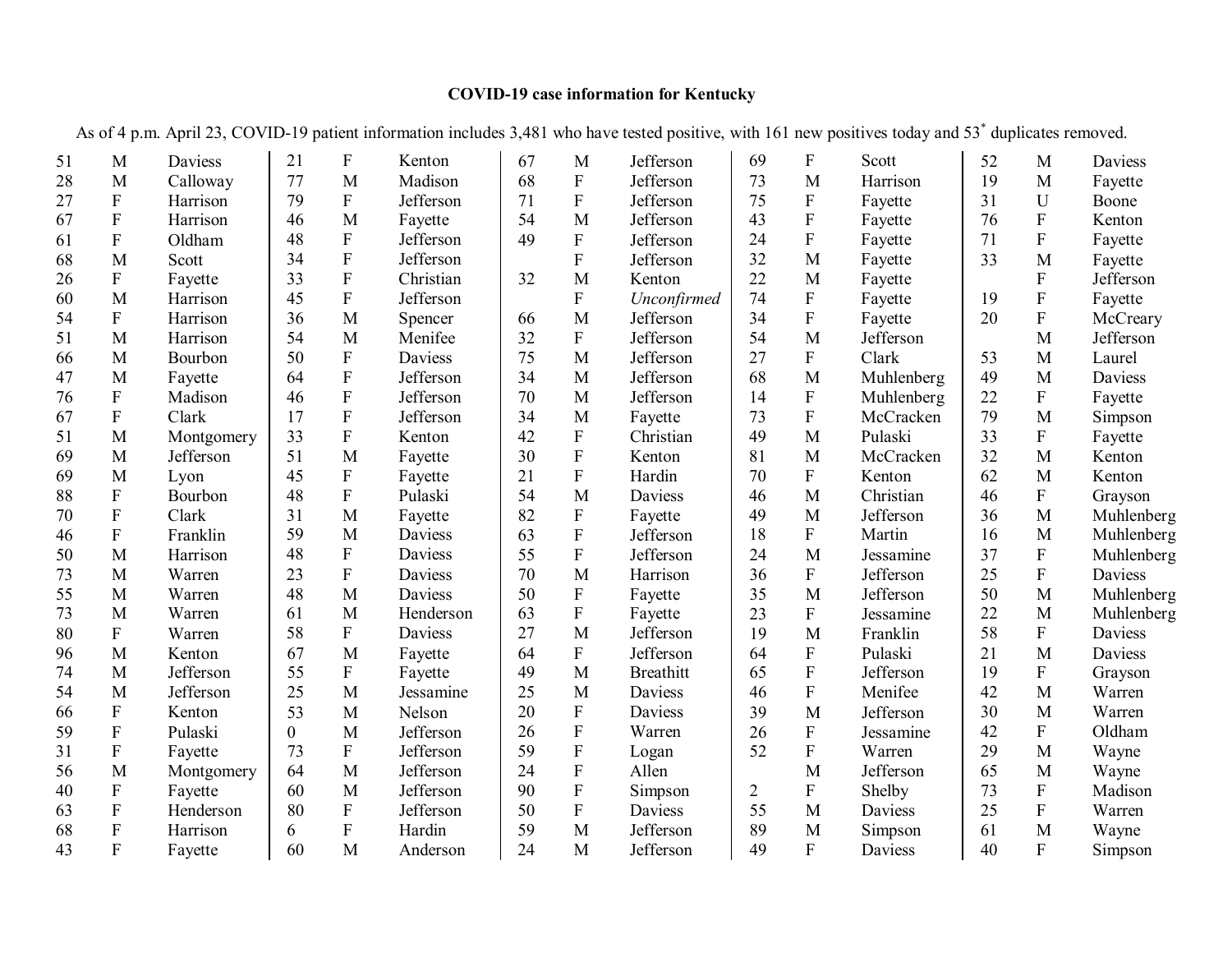**COVID-19 case information for Kentucky**

As of 4 p.m. April 23, COVID-19 patient information includes 3,481 who have tested positive, with 161 new positives today and 53* duplicates removed.

| | | |
|---|---|---|
| 51 | M | Daviess |
| 28 | M | Calloway |
| 27 | F | Harrison |
| 67 | F | Harrison |
| 61 | F | Oldham |
| 68 | M | Scott |
| 26 | F | Fayette |
| 60 | M | Harrison |
| 54 | F | Harrison |
| 51 | M | Harrison |
| 66 | M | Bourbon |
| 47 | M | Fayette |
| 76 | F | Madison |
| 67 | F | Clark |
| 51 | M | Montgomery |
| 69 | M | Jefferson |
| 69 | M | Lyon |
| 88 | F | Bourbon |
| 70 | F | Clark |
| 46 | F | Franklin |
| 50 | M | Harrison |
| 73 | M | Warren |
| 55 | M | Warren |
| 73 | M | Warren |
| 80 | F | Warren |
| 96 | M | Kenton |
| 74 | M | Jefferson |
| 54 | M | Jefferson |
| 66 | F | Kenton |
| 59 | F | Pulaski |
| 31 | F | Fayette |
| 56 | M | Montgomery |
| 40 | F | Fayette |
| 63 | F | Henderson |
| 68 | F | Harrison |
| 43 | F | Fayette |
| 21 | F | Kenton |
| 77 | M | Madison |
| 79 | F | Jefferson |
| 46 | M | Fayette |
| 48 | F | Jefferson |
| 34 | F | Jefferson |
| 33 | F | Christian |
| 45 | F | Jefferson |
| 36 | M | Spencer |
| 54 | M | Menifee |
| 50 | F | Daviess |
| 64 | F | Jefferson |
| 46 | F | Jefferson |
| 17 | F | Jefferson |
| 33 | F | Kenton |
| 51 | M | Fayette |
| 45 | F | Fayette |
| 48 | F | Pulaski |
| 31 | M | Fayette |
| 59 | M | Daviess |
| 48 | F | Daviess |
| 23 | F | Daviess |
| 48 | M | Daviess |
| 61 | M | Henderson |
| 58 | F | Daviess |
| 67 | M | Fayette |
| 55 | F | Fayette |
| 25 | M | Jessamine |
| 53 | M | Nelson |
| 0 | M | Jefferson |
| 73 | F | Jefferson |
| 64 | M | Jefferson |
| 60 | M | Jefferson |
| 80 | F | Jefferson |
| 6 | F | Hardin |
| 60 | M | Anderson |
| 67 | M | Jefferson |
| 68 | F | Jefferson |
| 71 | F | Jefferson |
| 54 | M | Jefferson |
| 49 | F | Jefferson |
| | F | Jefferson |
| 32 | M | Kenton |
| | F | *Unconfirmed* |
| 66 | M | Jefferson |
| 32 | F | Jefferson |
| 75 | M | Jefferson |
| 34 | M | Jefferson |
| 70 | M | Jefferson |
| 34 | M | Fayette |
| 42 | F | Christian |
| 30 | F | Kenton |
| 21 | F | Hardin |
| 54 | M | Daviess |
| 82 | F | Fayette |
| 63 | F | Jefferson |
| 55 | F | Jefferson |
| 70 | M | Harrison |
| 50 | F | Fayette |
| 63 | F | Fayette |
| 27 | M | Jefferson |
| 64 | F | Jefferson |
| 49 | M | Breathitt |
| 25 | M | Daviess |
| 20 | F | Daviess |
| 26 | F | Warren |
| 59 | F | Logan |
| 24 | F | Allen |
| 90 | F | Simpson |
| 50 | F | Daviess |
| 59 | M | Jefferson |
| 24 | M | Jefferson |
| 69 | F | Scott |
| 73 | M | Harrison |
| 75 | F | Fayette |
| 43 | F | Fayette |
| 24 | F | Fayette |
| 32 | M | Fayette |
| 22 | M | Fayette |
| 74 | F | Fayette |
| 34 | F | Fayette |
| 54 | M | Jefferson |
| 27 | F | Clark |
| 68 | M | Muhlenberg |
| 14 | F | Muhlenberg |
| 73 | F | McCracken |
| 49 | M | Pulaski |
| 81 | M | McCracken |
| 70 | F | Kenton |
| 46 | M | Christian |
| 49 | M | Jefferson |
| 18 | F | Martin |
| 24 | M | Jessamine |
| 36 | F | Jefferson |
| 35 | M | Jefferson |
| 23 | F | Jessamine |
| 19 | M | Franklin |
| 64 | F | Pulaski |
| 65 | F | Jefferson |
| 46 | F | Menifee |
| 39 | M | Jefferson |
| 26 | F | Jessamine |
| 52 | F | Warren |
| | M | Jefferson |
| 2 | F | Shelby |
| 55 | M | Daviess |
| 89 | M | Simpson |
| 49 | F | Daviess |
| 52 | M | Daviess |
| 19 | M | Fayette |
| 31 | U | Boone |
| 76 | F | Kenton |
| 71 | F | Fayette |
| 33 | M | Fayette |
| | F | Jefferson |
| 19 | F | Fayette |
| 20 | F | McCreary |
| | M | Jefferson |
| 53 | M | Laurel |
| 49 | M | Daviess |
| 22 | F | Fayette |
| 79 | M | Simpson |
| 33 | F | Fayette |
| 32 | M | Kenton |
| 62 | M | Kenton |
| 46 | F | Grayson |
| 36 | M | Muhlenberg |
| 16 | M | Muhlenberg |
| 37 | F | Muhlenberg |
| 25 | F | Daviess |
| 50 | M | Muhlenberg |
| 22 | M | Muhlenberg |
| 58 | F | Daviess |
| 21 | M | Daviess |
| 19 | F | Grayson |
| 42 | M | Warren |
| 30 | M | Warren |
| 42 | F | Oldham |
| 29 | M | Wayne |
| 65 | M | Wayne |
| 73 | F | Madison |
| 25 | F | Warren |
| 61 | M | Wayne |
| 40 | F | Simpson |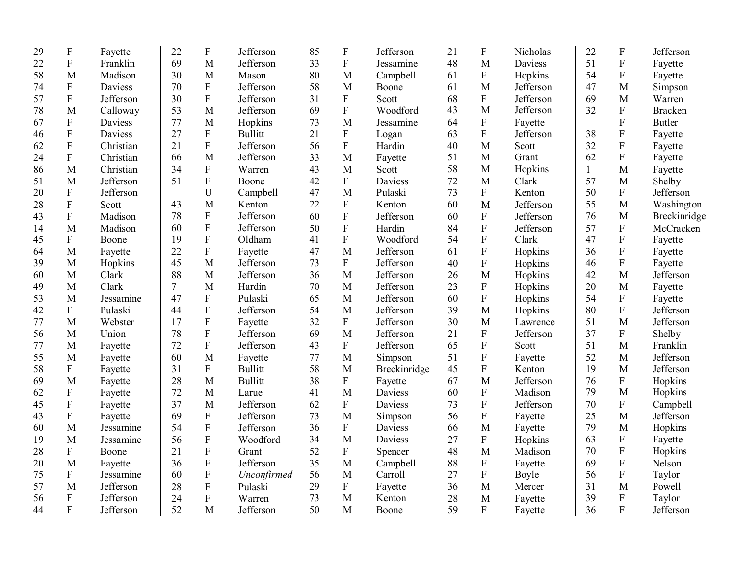| | | |
|---|---|---|
| 29 | F | Fayette |
| 22 | F | Franklin |
| 58 | M | Madison |
| 74 | F | Daviess |
| 57 | F | Jefferson |
| 78 | M | Calloway |
| 67 | F | Daviess |
| 46 | F | Daviess |
| 62 | F | Christian |
| 24 | F | Christian |
| 86 | M | Christian |
| 51 | M | Jefferson |
| 20 | F | Jefferson |
| 28 | F | Scott |
| 43 | F | Madison |
| 14 | M | Madison |
| 45 | F | Boone |
| 64 | M | Fayette |
| 39 | M | Hopkins |
| 60 | M | Clark |
| 49 | M | Clark |
| 53 | M | Jessamine |
| 42 | F | Pulaski |
| 77 | M | Webster |
| 56 | M | Union |
| 77 | M | Fayette |
| 55 | M | Fayette |
| 58 | F | Fayette |
| 69 | M | Fayette |
| 62 | F | Fayette |
| 45 | F | Fayette |
| 43 | F | Fayette |
| 60 | M | Jessamine |
| 19 | M | Jessamine |
| 28 | F | Boone |
| 20 | M | Fayette |
| 75 | F | Jessamine |
| 57 | M | Jefferson |
| 56 | F | Jefferson |
| 44 | F | Jefferson |
| 22 | F | Jefferson |
| 69 | M | Jefferson |
| 30 | M | Mason |
| 70 | F | Jefferson |
| 30 | F | Jefferson |
| 53 | M | Jefferson |
| 77 | M | Hopkins |
| 27 | F | Bullitt |
| 21 | F | Jefferson |
| 66 | M | Jefferson |
| 34 | F | Warren |
| 51 | F | Boone |
| | U | Campbell |
| 43 | M | Kenton |
| 78 | F | Jefferson |
| 60 | F | Jefferson |
| 19 | F | Oldham |
| 22 | F | Fayette |
| 45 | M | Jefferson |
| 88 | M | Jefferson |
| 7 | M | Hardin |
| 47 | F | Pulaski |
| 44 | F | Jefferson |
| 17 | F | Fayette |
| 78 | F | Jefferson |
| 72 | F | Jefferson |
| 60 | M | Fayette |
| 31 | F | Bullitt |
| 28 | M | Bullitt |
| 72 | M | Larue |
| 37 | M | Jefferson |
| 69 | F | Jefferson |
| 54 | F | Jefferson |
| 56 | F | Woodford |
| 21 | F | Grant |
| 36 | F | Jefferson |
| 60 | F | *Unconfirmed* |
| 28 | F | Pulaski |
| 24 | F | Warren |
| 52 | M | Jefferson |
| 85 | F | Jefferson |
| 33 | F | Jessamine |
| 80 | M | Campbell |
| 58 | M | Boone |
| 31 | F | Scott |
| 69 | F | Woodford |
| 73 | M | Jessamine |
| 21 | F | Logan |
| 56 | F | Hardin |
| 33 | M | Fayette |
| 43 | M | Scott |
| 42 | F | Daviess |
| 47 | M | Pulaski |
| 22 | F | Kenton |
| 60 | F | Jefferson |
| 50 | F | Hardin |
| 41 | F | Woodford |
| 47 | M | Jefferson |
| 73 | F | Jefferson |
| 36 | M | Jefferson |
| 70 | M | Jefferson |
| 65 | M | Jefferson |
| 54 | M | Jefferson |
| 32 | F | Jefferson |
| 69 | M | Jefferson |
| 43 | F | Jefferson |
| 77 | M | Simpson |
| 58 | M | Breckinridge |
| 38 | F | Fayette |
| 41 | M | Daviess |
| 62 | F | Daviess |
| 73 | M | Simpson |
| 36 | F | Daviess |
| 34 | M | Daviess |
| 52 | F | Spencer |
| 35 | M | Campbell |
| 56 | M | Carroll |
| 29 | F | Fayette |
| 73 | M | Kenton |
| 50 | M | Boone |
| 21 | F | Nicholas |
| 48 | M | Daviess |
| 61 | F | Hopkins |
| 61 | M | Jefferson |
| 68 | F | Jefferson |
| 43 | M | Jefferson |
| 64 | F | Fayette |
| 63 | F | Jefferson |
| 40 | M | Scott |
| 51 | M | Grant |
| 58 | M | Hopkins |
| 72 | M | Clark |
| 73 | F | Kenton |
| 60 | M | Jefferson |
| 60 | F | Jefferson |
| 84 | F | Jefferson |
| 54 | F | Clark |
| 61 | F | Hopkins |
| 40 | F | Hopkins |
| 26 | M | Hopkins |
| 23 | F | Hopkins |
| 60 | F | Hopkins |
| 39 | M | Hopkins |
| 30 | M | Lawrence |
| 21 | F | Jefferson |
| 65 | F | Scott |
| 51 | F | Fayette |
| 45 | F | Kenton |
| 67 | M | Jefferson |
| 60 | F | Madison |
| 73 | F | Jefferson |
| 56 | F | Fayette |
| 66 | M | Fayette |
| 27 | F | Hopkins |
| 48 | M | Madison |
| 88 | F | Fayette |
| 27 | F | Boyle |
| 36 | M | Mercer |
| 28 | M | Fayette |
| 59 | F | Fayette |
| 22 | F | Jefferson |
| 51 | F | Fayette |
| 54 | F | Fayette |
| 47 | M | Simpson |
| 69 | M | Warren |
| 32 | F | Bracken |
| | F | Butler |
| 38 | F | Fayette |
| 32 | F | Fayette |
| 62 | F | Fayette |
| 1 | M | Fayette |
| 57 | M | Shelby |
| 50 | F | Jefferson |
| 55 | M | Washington |
| 76 | M | Breckinridge |
| 57 | F | McCracken |
| 47 | F | Fayette |
| 36 | F | Fayette |
| 46 | F | Fayette |
| 42 | M | Jefferson |
| 20 | M | Fayette |
| 54 | F | Fayette |
| 80 | F | Jefferson |
| 51 | M | Jefferson |
| 37 | F | Shelby |
| 51 | M | Franklin |
| 52 | M | Jefferson |
| 19 | M | Jefferson |
| 76 | F | Hopkins |
| 79 | M | Hopkins |
| 70 | F | Campbell |
| 25 | M | Jefferson |
| 79 | M | Hopkins |
| 63 | F | Fayette |
| 70 | F | Hopkins |
| 69 | F | Nelson |
| 56 | F | Taylor |
| 31 | M | Powell |
| 39 | F | Taylor |
| 36 | F | Jefferson |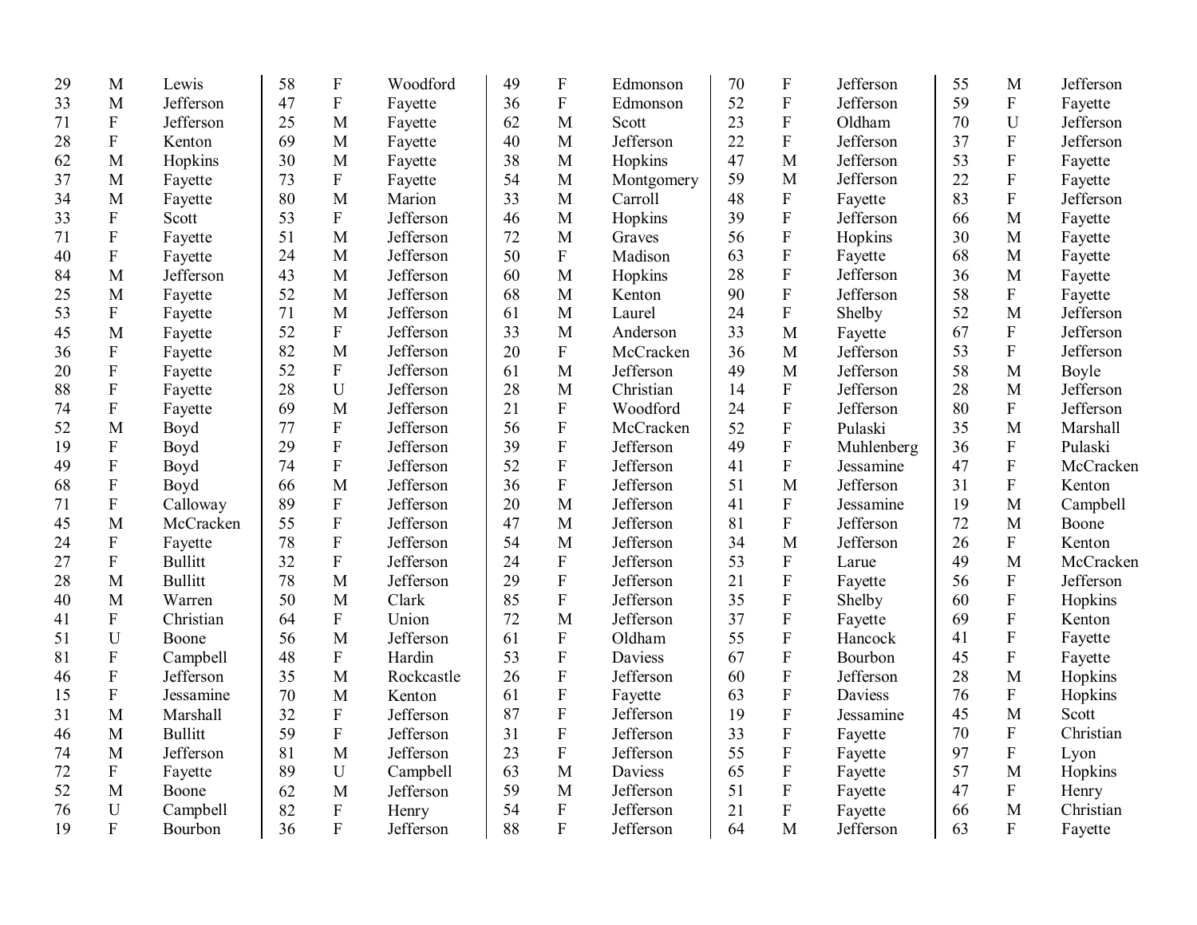| | | |
|---|---|---|
| 29 | M | Lewis |
| 33 | M | Jefferson |
| 71 | F | Jefferson |
| 28 | F | Kenton |
| 62 | M | Hopkins |
| 37 | M | Fayette |
| 34 | M | Fayette |
| 33 | F | Scott |
| 71 | F | Fayette |
| 40 | F | Fayette |
| 84 | M | Jefferson |
| 25 | M | Fayette |
| 53 | F | Fayette |
| 45 | M | Fayette |
| 36 | F | Fayette |
| 20 | F | Fayette |
| 88 | F | Fayette |
| 74 | F | Fayette |
| 52 | M | Boyd |
| 19 | F | Boyd |
| 49 | F | Boyd |
| 68 | F | Boyd |
| 71 | F | Calloway |
| 45 | M | McCracken |
| 24 | F | Fayette |
| 27 | F | Bullitt |
| 28 | M | Bullitt |
| 40 | M | Warren |
| 41 | F | Christian |
| 51 | U | Boone |
| 81 | F | Campbell |
| 46 | F | Jefferson |
| 15 | F | Jessamine |
| 31 | M | Marshall |
| 46 | M | Bullitt |
| 74 | M | Jefferson |
| 72 | F | Fayette |
| 52 | M | Boone |
| 76 | U | Campbell |
| 19 | F | Bourbon |
| 58 | F | Woodford |
| 47 | F | Fayette |
| 25 | M | Fayette |
| 69 | M | Fayette |
| 30 | M | Fayette |
| 73 | F | Fayette |
| 80 | M | Marion |
| 53 | F | Jefferson |
| 51 | M | Jefferson |
| 24 | M | Jefferson |
| 43 | M | Jefferson |
| 52 | M | Jefferson |
| 71 | M | Jefferson |
| 52 | F | Jefferson |
| 82 | M | Jefferson |
| 52 | F | Jefferson |
| 28 | U | Jefferson |
| 69 | M | Jefferson |
| 77 | F | Jefferson |
| 29 | F | Jefferson |
| 74 | F | Jefferson |
| 66 | M | Jefferson |
| 89 | F | Jefferson |
| 55 | F | Jefferson |
| 78 | F | Jefferson |
| 32 | F | Jefferson |
| 78 | M | Jefferson |
| 50 | M | Clark |
| 64 | F | Union |
| 56 | M | Jefferson |
| 48 | F | Hardin |
| 35 | M | Rockcastle |
| 70 | M | Kenton |
| 32 | F | Jefferson |
| 59 | F | Jefferson |
| 81 | M | Jefferson |
| 89 | U | Campbell |
| 62 | M | Jefferson |
| 82 | F | Henry |
| 36 | F | Jefferson |
| 49 | F | Edmonson |
| 36 | F | Edmonson |
| 62 | M | Scott |
| 40 | M | Jefferson |
| 38 | M | Hopkins |
| 54 | M | Montgomery |
| 33 | M | Carroll |
| 46 | M | Hopkins |
| 72 | M | Graves |
| 50 | F | Madison |
| 60 | M | Hopkins |
| 68 | M | Kenton |
| 61 | M | Laurel |
| 33 | M | Anderson |
| 20 | F | McCracken |
| 61 | M | Jefferson |
| 28 | M | Christian |
| 21 | F | Woodford |
| 56 | F | McCracken |
| 39 | F | Jefferson |
| 52 | F | Jefferson |
| 36 | F | Jefferson |
| 20 | M | Jefferson |
| 47 | M | Jefferson |
| 54 | M | Jefferson |
| 24 | F | Jefferson |
| 29 | F | Jefferson |
| 85 | F | Jefferson |
| 72 | M | Jefferson |
| 61 | F | Oldham |
| 53 | F | Daviess |
| 26 | F | Jefferson |
| 61 | F | Fayette |
| 87 | F | Jefferson |
| 31 | F | Jefferson |
| 23 | F | Jefferson |
| 63 | M | Daviess |
| 59 | M | Jefferson |
| 54 | F | Jefferson |
| 88 | F | Jefferson |
| 70 | F | Jefferson |
| 52 | F | Jefferson |
| 23 | F | Oldham |
| 22 | F | Jefferson |
| 47 | M | Jefferson |
| 59 | M | Jefferson |
| 48 | F | Fayette |
| 39 | F | Jefferson |
| 56 | F | Hopkins |
| 63 | F | Fayette |
| 28 | F | Jefferson |
| 90 | F | Jefferson |
| 24 | F | Shelby |
| 33 | M | Fayette |
| 36 | M | Jefferson |
| 49 | M | Jefferson |
| 14 | F | Jefferson |
| 24 | F | Jefferson |
| 52 | F | Pulaski |
| 49 | F | Muhlenberg |
| 41 | F | Jessamine |
| 51 | M | Jefferson |
| 41 | F | Jessamine |
| 81 | F | Jefferson |
| 34 | M | Jefferson |
| 53 | F | Larue |
| 21 | F | Fayette |
| 35 | F | Shelby |
| 37 | F | Fayette |
| 55 | F | Hancock |
| 67 | F | Bourbon |
| 60 | F | Jefferson |
| 63 | F | Daviess |
| 19 | F | Jessamine |
| 33 | F | Fayette |
| 55 | F | Fayette |
| 65 | F | Fayette |
| 51 | F | Fayette |
| 21 | F | Fayette |
| 64 | M | Jefferson |
| 55 | M | Jefferson |
| 59 | F | Fayette |
| 70 | U | Jefferson |
| 37 | F | Jefferson |
| 53 | F | Fayette |
| 22 | F | Fayette |
| 83 | F | Jefferson |
| 66 | M | Fayette |
| 30 | M | Fayette |
| 68 | M | Fayette |
| 36 | M | Fayette |
| 58 | F | Fayette |
| 52 | M | Jefferson |
| 67 | F | Jefferson |
| 53 | F | Jefferson |
| 58 | M | Boyle |
| 28 | M | Jefferson |
| 80 | F | Jefferson |
| 35 | M | Marshall |
| 36 | F | Pulaski |
| 47 | F | McCracken |
| 31 | F | Kenton |
| 19 | M | Campbell |
| 72 | M | Boone |
| 26 | F | Kenton |
| 49 | M | McCracken |
| 56 | F | Jefferson |
| 60 | F | Hopkins |
| 69 | F | Kenton |
| 41 | F | Fayette |
| 45 | F | Fayette |
| 28 | M | Hopkins |
| 76 | F | Hopkins |
| 45 | M | Scott |
| 70 | F | Christian |
| 97 | F | Lyon |
| 57 | M | Hopkins |
| 47 | F | Henry |
| 66 | M | Christian |
| 63 | F | Fayette |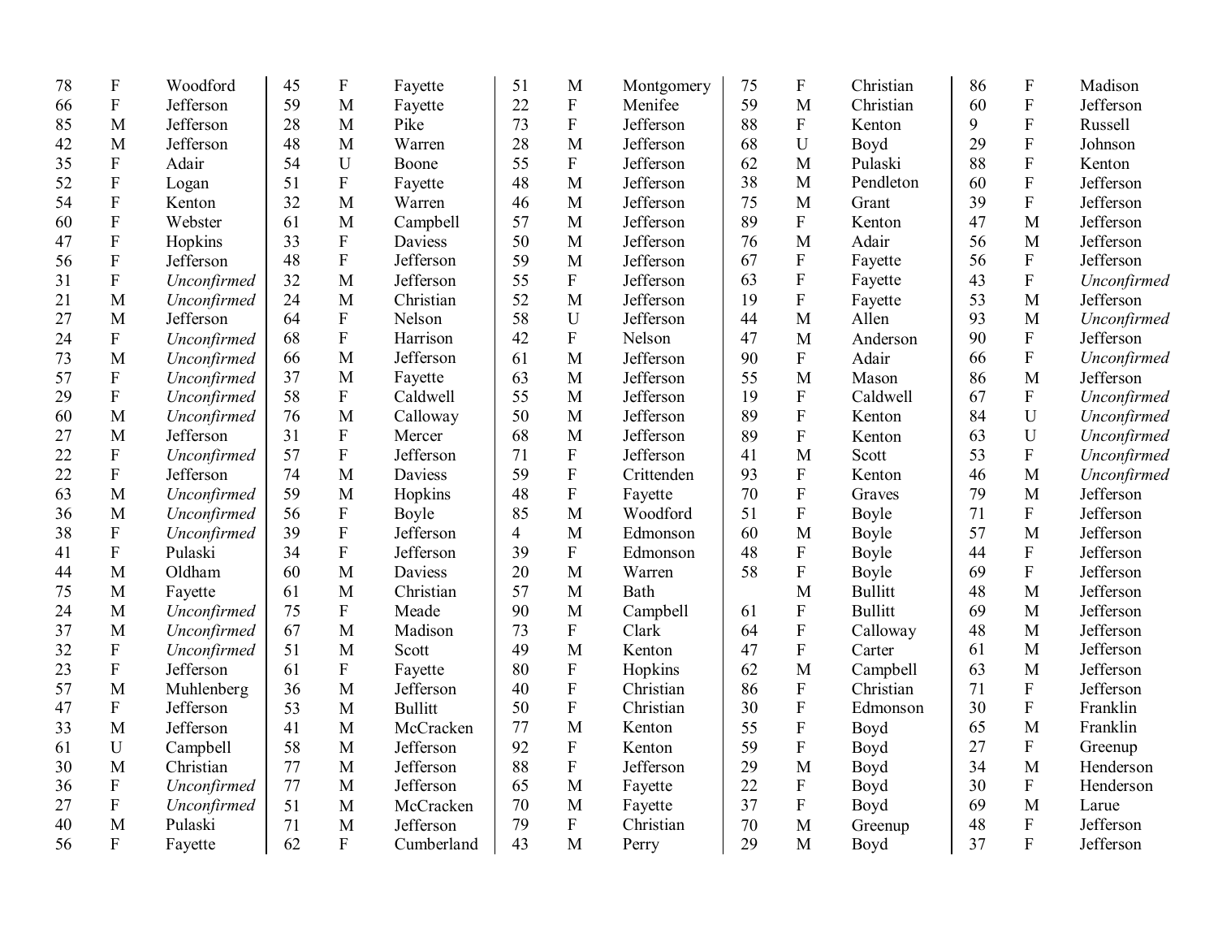| | | |
|---|---|---|
| 78 | F | Woodford |
| 66 | F | Jefferson |
| 85 | M | Jefferson |
| 42 | M | Jefferson |
| 35 | F | Adair |
| 52 | F | Logan |
| 54 | F | Kenton |
| 60 | F | Webster |
| 47 | F | Hopkins |
| 56 | F | Jefferson |
| 31 | F | *Unconfirmed* |
| 21 | M | *Unconfirmed* |
| 27 | M | Jefferson |
| 24 | F | *Unconfirmed* |
| 73 | M | *Unconfirmed* |
| 57 | F | *Unconfirmed* |
| 29 | F | *Unconfirmed* |
| 60 | M | *Unconfirmed* |
| 27 | M | Jefferson |
| 22 | F | *Unconfirmed* |
| 22 | F | Jefferson |
| 63 | M | *Unconfirmed* |
| 36 | M | *Unconfirmed* |
| 38 | F | *Unconfirmed* |
| 41 | F | Pulaski |
| 44 | M | Oldham |
| 75 | M | Fayette |
| 24 | M | *Unconfirmed* |
| 37 | M | *Unconfirmed* |
| 32 | F | *Unconfirmed* |
| 23 | F | Jefferson |
| 57 | M | Muhlenberg |
| 47 | F | Jefferson |
| 33 | M | Jefferson |
| 61 | U | Campbell |
| 30 | M | Christian |
| 36 | F | *Unconfirmed* |
| 27 | F | *Unconfirmed* |
| 40 | M | Pulaski |
| 56 | F | Fayette |
| 45 | F | Fayette |
| 59 | M | Fayette |
| 28 | M | Pike |
| 48 | M | Warren |
| 54 | U | Boone |
| 51 | F | Fayette |
| 32 | M | Warren |
| 61 | M | Campbell |
| 33 | F | Daviess |
| 48 | F | Jefferson |
| 32 | M | Jefferson |
| 24 | M | Christian |
| 64 | F | Nelson |
| 68 | F | Harrison |
| 66 | M | Jefferson |
| 37 | M | Fayette |
| 58 | F | Caldwell |
| 76 | M | Calloway |
| 31 | F | Mercer |
| 57 | F | Jefferson |
| 74 | M | Daviess |
| 59 | M | Hopkins |
| 56 | F | Boyle |
| 39 | F | Jefferson |
| 34 | F | Jefferson |
| 60 | M | Daviess |
| 61 | M | Christian |
| 75 | F | Meade |
| 67 | M | Madison |
| 51 | M | Scott |
| 61 | F | Fayette |
| 36 | M | Jefferson |
| 53 | M | Bullitt |
| 41 | M | McCracken |
| 58 | M | Jefferson |
| 77 | M | Jefferson |
| 77 | M | Jefferson |
| 51 | M | McCracken |
| 71 | M | Jefferson |
| 62 | F | Cumberland |
| 51 | M | Montgomery |
| 22 | F | Menifee |
| 73 | F | Jefferson |
| 28 | M | Jefferson |
| 55 | F | Jefferson |
| 48 | M | Jefferson |
| 46 | M | Jefferson |
| 57 | M | Jefferson |
| 50 | M | Jefferson |
| 59 | M | Jefferson |
| 55 | F | Jefferson |
| 52 | M | Jefferson |
| 58 | U | Jefferson |
| 42 | F | Nelson |
| 61 | M | Jefferson |
| 63 | M | Jefferson |
| 55 | M | Jefferson |
| 50 | M | Jefferson |
| 68 | M | Jefferson |
| 71 | F | Jefferson |
| 59 | F | Crittenden |
| 48 | F | Fayette |
| 85 | M | Woodford |
| 4 | M | Edmonson |
| 39 | F | Edmonson |
| 20 | M | Warren |
| 57 | M | Bath |
| 90 | M | Campbell |
| 73 | F | Clark |
| 49 | M | Kenton |
| 80 | F | Hopkins |
| 40 | F | Christian |
| 50 | F | Christian |
| 77 | M | Kenton |
| 92 | F | Kenton |
| 88 | F | Jefferson |
| 65 | M | Fayette |
| 70 | M | Fayette |
| 79 | F | Christian |
| 43 | M | Perry |
| 75 | F | Christian |
| 59 | M | Christian |
| 88 | F | Kenton |
| 68 | U | Boyd |
| 62 | M | Pulaski |
| 38 | M | Pendleton |
| 75 | M | Grant |
| 89 | F | Kenton |
| 76 | M | Adair |
| 67 | F | Fayette |
| 63 | F | Fayette |
| 19 | F | Fayette |
| 44 | M | Allen |
| 47 | M | Anderson |
| 90 | F | Adair |
| 55 | M | Mason |
| 19 | F | Caldwell |
| 89 | F | Kenton |
| 89 | F | Kenton |
| 41 | M | Scott |
| 93 | F | Kenton |
| 70 | F | Graves |
| 51 | F | Boyle |
| 60 | M | Boyle |
| 48 | F | Boyle |
| 58 | F | Boyle |
| | M | Bullitt |
| 61 | F | Bullitt |
| 64 | F | Calloway |
| 47 | F | Carter |
| 62 | M | Campbell |
| 86 | F | Christian |
| 30 | F | Edmonson |
| 55 | F | Boyd |
| 59 | F | Boyd |
| 29 | M | Boyd |
| 22 | F | Boyd |
| 37 | F | Boyd |
| 70 | M | Greenup |
| 29 | M | Boyd |
| 86 | F | Madison |
| 60 | F | Jefferson |
| 9 | F | Russell |
| 29 | F | Johnson |
| 88 | F | Kenton |
| 60 | F | Jefferson |
| 39 | F | Jefferson |
| 47 | M | Jefferson |
| 56 | M | Jefferson |
| 56 | F | Jefferson |
| 43 | F | *Unconfirmed* |
| 53 | M | Jefferson |
| 93 | M | *Unconfirmed* |
| 90 | F | Jefferson |
| 66 | F | *Unconfirmed* |
| 86 | M | Jefferson |
| 67 | F | *Unconfirmed* |
| 84 | U | *Unconfirmed* |
| 63 | U | *Unconfirmed* |
| 53 | F | *Unconfirmed* |
| 46 | M | *Unconfirmed* |
| 79 | M | Jefferson |
| 71 | F | Jefferson |
| 57 | M | Jefferson |
| 44 | F | Jefferson |
| 69 | F | Jefferson |
| 48 | M | Jefferson |
| 69 | M | Jefferson |
| 48 | M | Jefferson |
| 61 | M | Jefferson |
| 63 | M | Jefferson |
| 71 | F | Jefferson |
| 30 | F | Franklin |
| 65 | M | Franklin |
| 27 | F | Greenup |
| 34 | M | Henderson |
| 30 | F | Henderson |
| 69 | M | Larue |
| 48 | F | Jefferson |
| 37 | F | Jefferson |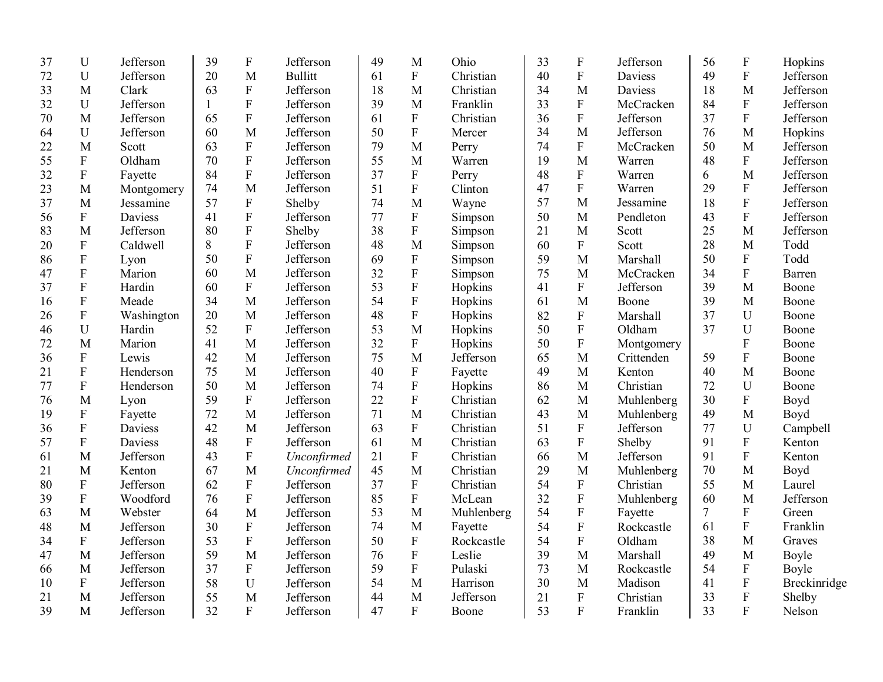| | | |
|---|---|---|
| 37 | U | Jefferson |
| 72 | U | Jefferson |
| 33 | M | Clark |
| 32 | U | Jefferson |
| 70 | M | Jefferson |
| 64 | U | Jefferson |
| 22 | M | Scott |
| 55 | F | Oldham |
| 32 | F | Fayette |
| 23 | M | Montgomery |
| 37 | M | Jessamine |
| 56 | F | Daviess |
| 83 | M | Jefferson |
| 20 | F | Caldwell |
| 86 | F | Lyon |
| 47 | F | Marion |
| 37 | F | Hardin |
| 16 | F | Meade |
| 26 | F | Washington |
| 46 | U | Hardin |
| 72 | M | Marion |
| 36 | F | Lewis |
| 21 | F | Henderson |
| 77 | F | Henderson |
| 76 | M | Lyon |
| 19 | F | Fayette |
| 36 | F | Daviess |
| 57 | F | Daviess |
| 61 | M | Jefferson |
| 21 | M | Kenton |
| 80 | F | Jefferson |
| 39 | F | Woodford |
| 63 | M | Webster |
| 48 | M | Jefferson |
| 34 | F | Jefferson |
| 47 | M | Jefferson |
| 66 | M | Jefferson |
| 10 | F | Jefferson |
| 21 | M | Jefferson |
| 39 | M | Jefferson |
| 39 | F | Jefferson |
| 20 | M | Bullitt |
| 63 | F | Jefferson |
| 1 | F | Jefferson |
| 65 | F | Jefferson |
| 60 | M | Jefferson |
| 63 | F | Jefferson |
| 70 | F | Jefferson |
| 84 | F | Jefferson |
| 74 | M | Jefferson |
| 57 | F | Shelby |
| 41 | F | Jefferson |
| 80 | F | Shelby |
| 8 | F | Jefferson |
| 50 | F | Jefferson |
| 60 | M | Jefferson |
| 60 | F | Jefferson |
| 34 | M | Jefferson |
| 20 | M | Jefferson |
| 52 | F | Jefferson |
| 41 | M | Jefferson |
| 42 | M | Jefferson |
| 75 | M | Jefferson |
| 50 | M | Jefferson |
| 59 | F | Jefferson |
| 72 | M | Jefferson |
| 42 | M | Jefferson |
| 48 | F | Jefferson |
| 43 | F | *Unconfirmed* |
| 67 | M | *Unconfirmed* |
| 62 | F | Jefferson |
| 76 | F | Jefferson |
| 64 | M | Jefferson |
| 30 | F | Jefferson |
| 53 | F | Jefferson |
| 59 | M | Jefferson |
| 37 | F | Jefferson |
| 58 | U | Jefferson |
| 55 | M | Jefferson |
| 32 | F | Jefferson |
| 49 | M | Ohio |
| 61 | F | Christian |
| 18 | M | Christian |
| 39 | M | Franklin |
| 61 | F | Christian |
| 50 | F | Mercer |
| 79 | M | Perry |
| 55 | M | Warren |
| 37 | F | Perry |
| 51 | F | Clinton |
| 74 | M | Wayne |
| 77 | F | Simpson |
| 38 | F | Simpson |
| 48 | M | Simpson |
| 69 | F | Simpson |
| 32 | F | Simpson |
| 53 | F | Hopkins |
| 54 | F | Hopkins |
| 48 | F | Hopkins |
| 53 | M | Hopkins |
| 32 | F | Hopkins |
| 75 | M | Jefferson |
| 40 | F | Fayette |
| 74 | F | Hopkins |
| 22 | F | Christian |
| 71 | M | Christian |
| 63 | F | Christian |
| 61 | M | Christian |
| 21 | F | Christian |
| 45 | M | Christian |
| 37 | F | Christian |
| 85 | F | McLean |
| 53 | M | Muhlenberg |
| 74 | M | Fayette |
| 50 | F | Rockcastle |
| 76 | F | Leslie |
| 59 | F | Pulaski |
| 54 | M | Harrison |
| 44 | M | Jefferson |
| 47 | F | Boone |
| 33 | F | Jefferson |
| 40 | F | Daviess |
| 34 | M | Daviess |
| 33 | F | McCracken |
| 36 | F | Jefferson |
| 34 | M | Jefferson |
| 74 | F | McCracken |
| 19 | M | Warren |
| 48 | F | Warren |
| 47 | F | Warren |
| 57 | M | Jessamine |
| 50 | M | Pendleton |
| 21 | M | Scott |
| 60 | F | Scott |
| 59 | M | Marshall |
| 75 | M | McCracken |
| 41 | F | Jefferson |
| 61 | M | Boone |
| 82 | F | Marshall |
| 50 | F | Oldham |
| 50 | F | Montgomery |
| 65 | M | Crittenden |
| 49 | M | Kenton |
| 86 | M | Christian |
| 62 | M | Muhlenberg |
| 43 | M | Muhlenberg |
| 51 | F | Jefferson |
| 63 | F | Shelby |
| 66 | M | Jefferson |
| 29 | M | Muhlenberg |
| 54 | F | Christian |
| 32 | F | Muhlenberg |
| 54 | F | Fayette |
| 54 | F | Rockcastle |
| 54 | F | Oldham |
| 39 | M | Marshall |
| 73 | M | Rockcastle |
| 30 | M | Madison |
| 21 | F | Christian |
| 53 | F | Franklin |
| 56 | F | Hopkins |
| 49 | F | Jefferson |
| 18 | M | Jefferson |
| 84 | F | Jefferson |
| 37 | F | Jefferson |
| 76 | M | Hopkins |
| 50 | M | Jefferson |
| 48 | F | Jefferson |
| 6 | M | Jefferson |
| 29 | F | Jefferson |
| 18 | F | Jefferson |
| 43 | F | Jefferson |
| 25 | M | Jefferson |
| 28 | M | Todd |
| 50 | F | Todd |
| 34 | F | Barren |
| 39 | M | Boone |
| 39 | M | Boone |
| 37 | U | Boone |
| 37 | U | Boone |
| | F | Boone |
| 59 | F | Boone |
| 40 | M | Boone |
| 72 | U | Boone |
| 30 | F | Boyd |
| 49 | M | Boyd |
| 77 | U | Campbell |
| 91 | F | Kenton |
| 91 | F | Kenton |
| 70 | M | Boyd |
| 55 | M | Laurel |
| 60 | M | Jefferson |
| 7 | F | Green |
| 61 | F | Franklin |
| 38 | M | Graves |
| 49 | M | Boyle |
| 54 | F | Boyle |
| 41 | F | Breckinridge |
| 33 | F | Shelby |
| 33 | F | Nelson |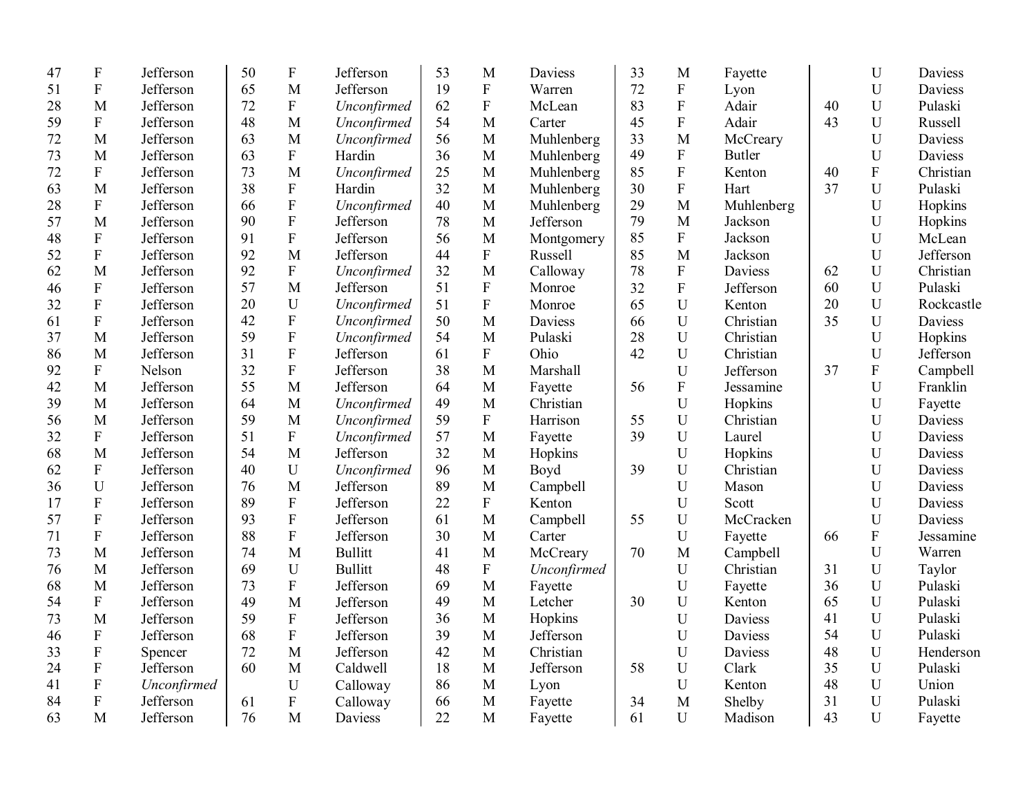| | | |
|---|---|---|
| 47 | F | Jefferson |
| 51 | F | Jefferson |
| 28 | M | Jefferson |
| 59 | F | Jefferson |
| 72 | M | Jefferson |
| 73 | M | Jefferson |
| 72 | F | Jefferson |
| 63 | M | Jefferson |
| 28 | F | Jefferson |
| 57 | M | Jefferson |
| 48 | F | Jefferson |
| 52 | F | Jefferson |
| 62 | M | Jefferson |
| 46 | F | Jefferson |
| 32 | F | Jefferson |
| 61 | F | Jefferson |
| 37 | M | Jefferson |
| 86 | M | Jefferson |
| 92 | F | Nelson |
| 42 | M | Jefferson |
| 39 | M | Jefferson |
| 56 | M | Jefferson |
| 32 | F | Jefferson |
| 68 | M | Jefferson |
| 62 | F | Jefferson |
| 36 | U | Jefferson |
| 17 | F | Jefferson |
| 57 | F | Jefferson |
| 71 | F | Jefferson |
| 73 | M | Jefferson |
| 76 | M | Jefferson |
| 68 | M | Jefferson |
| 54 | F | Jefferson |
| 73 | M | Jefferson |
| 46 | F | Jefferson |
| 33 | F | Spencer |
| 24 | F | Jefferson |
| 41 | F | *Unconfirmed* |
| 84 | F | Jefferson |
| 63 | M | Jefferson |
| 50 | F | Jefferson |
| 65 | M | Jefferson |
| 72 | F | *Unconfirmed* |
| 48 | M | *Unconfirmed* |
| 63 | M | *Unconfirmed* |
| 63 | F | Hardin |
| 73 | M | *Unconfirmed* |
| 38 | F | Hardin |
| 66 | F | *Unconfirmed* |
| 90 | F | Jefferson |
| 91 | F | Jefferson |
| 92 | M | Jefferson |
| 92 | F | *Unconfirmed* |
| 57 | M | Jefferson |
| 20 | U | *Unconfirmed* |
| 42 | F | *Unconfirmed* |
| 59 | F | *Unconfirmed* |
| 31 | F | Jefferson |
| 32 | F | Jefferson |
| 55 | M | Jefferson |
| 64 | M | *Unconfirmed* |
| 59 | M | *Unconfirmed* |
| 51 | F | *Unconfirmed* |
| 54 | M | Jefferson |
| 40 | U | *Unconfirmed* |
| 76 | M | Jefferson |
| 89 | F | Jefferson |
| 93 | F | Jefferson |
| 88 | F | Jefferson |
| 74 | M | Bullitt |
| 69 | U | Bullitt |
| 73 | F | Jefferson |
| 49 | M | Jefferson |
| 59 | F | Jefferson |
| 68 | F | Jefferson |
| 72 | M | Jefferson |
| 60 | M | Caldwell |
| | U | Calloway |
| 61 | F | Calloway |
| 76 | M | Daviess |
| 53 | M | Daviess |
| 19 | F | Warren |
| 62 | F | McLean |
| 54 | M | Carter |
| 56 | M | Muhlenberg |
| 36 | M | Muhlenberg |
| 25 | M | Muhlenberg |
| 32 | M | Muhlenberg |
| 40 | M | Muhlenberg |
| 78 | M | Jefferson |
| 56 | M | Montgomery |
| 44 | F | Russell |
| 32 | M | Calloway |
| 51 | F | Monroe |
| 51 | F | Monroe |
| 50 | M | Daviess |
| 54 | M | Pulaski |
| 61 | F | Ohio |
| 38 | M | Marshall |
| 64 | M | Fayette |
| 49 | M | Christian |
| 59 | F | Harrison |
| 57 | M | Fayette |
| 32 | M | Hopkins |
| 96 | M | Boyd |
| 89 | M | Campbell |
| 22 | F | Kenton |
| 61 | M | Campbell |
| 30 | M | Carter |
| 41 | M | McCreary |
| 48 | F | *Unconfirmed* |
| 69 | M | Fayette |
| 49 | M | Letcher |
| 36 | M | Hopkins |
| 39 | M | Jefferson |
| 42 | M | Christian |
| 18 | M | Jefferson |
| 86 | M | Lyon |
| 66 | M | Fayette |
| 22 | M | Fayette |
| 33 | M | Fayette |
| 72 | F | Lyon |
| 83 | F | Adair |
| 45 | F | Adair |
| 33 | M | McCreary |
| 49 | F | Butler |
| 85 | F | Kenton |
| 30 | F | Hart |
| 29 | M | Muhlenberg |
| 79 | M | Jackson |
| 85 | F | Jackson |
| 85 | M | Jackson |
| 78 | F | Daviess |
| 32 | F | Jefferson |
| 65 | U | Kenton |
| 66 | U | Christian |
| 28 | U | Christian |
| 42 | U | Christian |
| | U | Jefferson |
| 56 | F | Jessamine |
| | U | Hopkins |
| 55 | U | Christian |
| 39 | U | Laurel |
| | U | Hopkins |
| 39 | U | Christian |
| | U | Mason |
| | U | Scott |
| 55 | U | McCracken |
| | U | Fayette |
| 70 | M | Campbell |
| | U | Christian |
| | U | Fayette |
| 30 | U | Kenton |
| | U | Daviess |
| | U | Daviess |
| | U | Daviess |
| 58 | U | Clark |
| | U | Kenton |
| 34 | M | Shelby |
| 61 | U | Madison |
| | U | Daviess |
| | U | Daviess |
| 40 | U | Pulaski |
| 43 | U | Russell |
| | U | Daviess |
| | U | Daviess |
| 40 | F | Christian |
| 37 | U | Pulaski |
| | U | Hopkins |
| | U | Hopkins |
| | U | McLean |
| | U | Jefferson |
| 62 | U | Christian |
| 60 | U | Pulaski |
| 20 | U | Rockcastle |
| 35 | U | Daviess |
| | U | Hopkins |
| | U | Jefferson |
| 37 | F | Campbell |
| | U | Franklin |
| | U | Fayette |
| | U | Daviess |
| | U | Daviess |
| | U | Daviess |
| | U | Daviess |
| | U | Daviess |
| | U | Daviess |
| | U | Daviess |
| 66 | F | Jessamine |
| | U | Warren |
| 31 | U | Taylor |
| 36 | U | Pulaski |
| 65 | U | Pulaski |
| 41 | U | Pulaski |
| 54 | U | Pulaski |
| 48 | U | Henderson |
| 35 | U | Pulaski |
| 48 | U | Union |
| 31 | U | Pulaski |
| 43 | U | Fayette |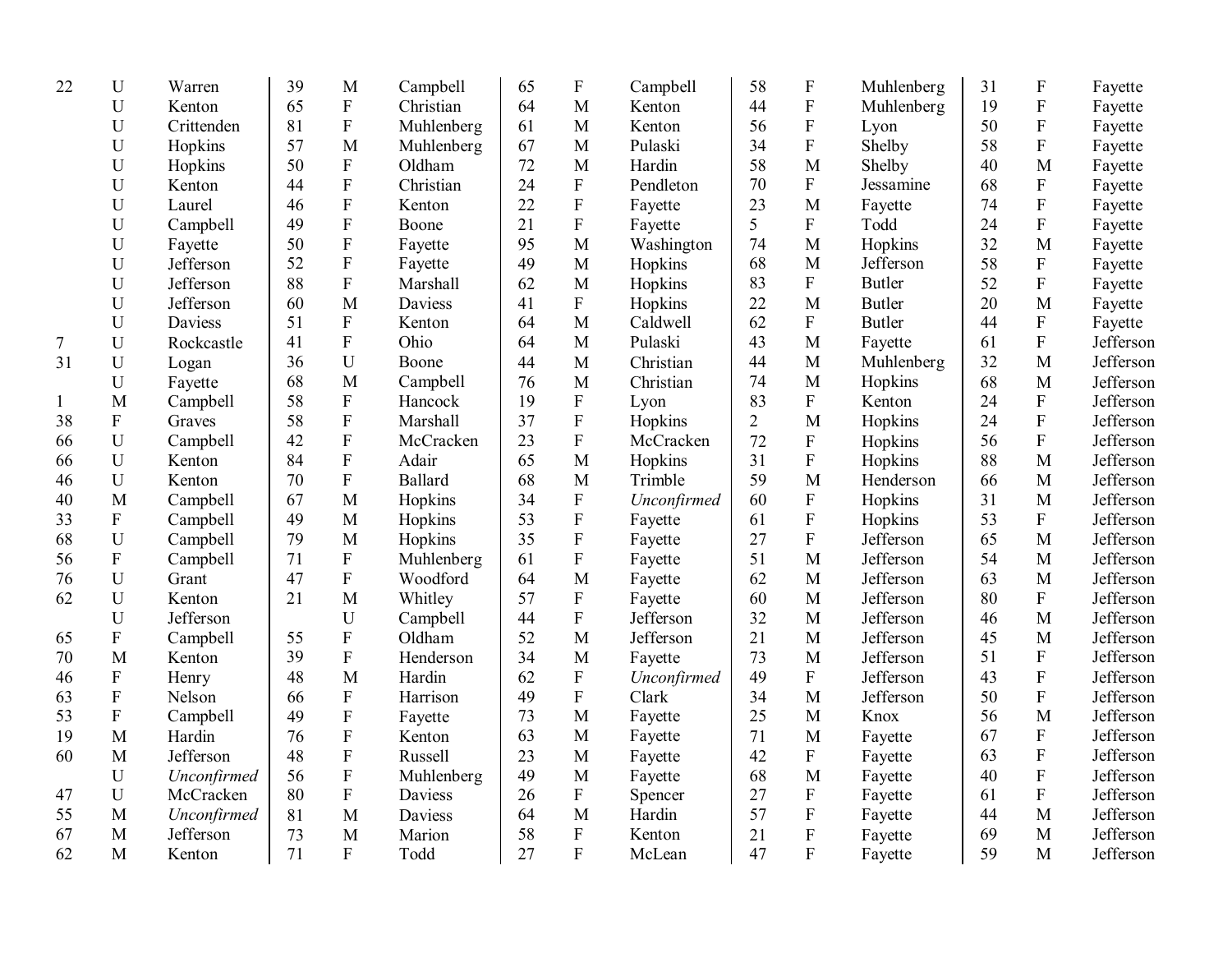| | | |
|---|---|---|
| 22 | U | Warren |
| | U | Kenton |
| | U | Crittenden |
| | U | Hopkins |
| | U | Hopkins |
| | U | Kenton |
| | U | Laurel |
| | U | Campbell |
| | U | Fayette |
| | U | Jefferson |
| | U | Jefferson |
| | U | Jefferson |
| | U | Daviess |
| 7 | U | Rockcastle |
| 31 | U | Logan |
| | U | Fayette |
| 1 | M | Campbell |
| 38 | F | Graves |
| 66 | U | Campbell |
| 66 | U | Kenton |
| 46 | U | Kenton |
| 40 | M | Campbell |
| 33 | F | Campbell |
| 68 | U | Campbell |
| 56 | F | Campbell |
| 76 | U | Grant |
| 62 | U | Kenton |
| | U | Jefferson |
| 65 | F | Campbell |
| 70 | M | Kenton |
| 46 | F | Henry |
| 63 | F | Nelson |
| 53 | F | Campbell |
| 19 | M | Hardin |
| 60 | M | Jefferson |
| | U | *Unconfirmed* |
| 47 | U | McCracken |
| 55 | M | *Unconfirmed* |
| 67 | M | Jefferson |
| 62 | M | Kenton |
| 39 | M | Campbell |
| 65 | F | Christian |
| 81 | F | Muhlenberg |
| 57 | M | Muhlenberg |
| 50 | F | Oldham |
| 44 | F | Christian |
| 46 | F | Kenton |
| 49 | F | Boone |
| 50 | F | Fayette |
| 52 | F | Fayette |
| 88 | F | Marshall |
| 60 | M | Daviess |
| 51 | F | Kenton |
| 41 | F | Ohio |
| 36 | U | Boone |
| 68 | M | Campbell |
| 58 | F | Hancock |
| 58 | F | Marshall |
| 42 | F | McCracken |
| 84 | F | Adair |
| 70 | F | Ballard |
| 67 | M | Hopkins |
| 49 | M | Hopkins |
| 79 | M | Hopkins |
| 71 | F | Muhlenberg |
| 47 | F | Woodford |
| 21 | M | Whitley |
| | U | Campbell |
| 55 | F | Oldham |
| 39 | F | Henderson |
| 48 | M | Hardin |
| 66 | F | Harrison |
| 49 | F | Fayette |
| 76 | F | Kenton |
| 48 | F | Russell |
| 56 | F | Muhlenberg |
| 80 | F | Daviess |
| 81 | M | Daviess |
| 73 | M | Marion |
| 71 | F | Todd |
| 65 | F | Campbell |
| 64 | M | Kenton |
| 61 | M | Kenton |
| 67 | M | Pulaski |
| 72 | M | Hardin |
| 24 | F | Pendleton |
| 22 | F | Fayette |
| 21 | F | Fayette |
| 95 | M | Washington |
| 49 | M | Hopkins |
| 62 | M | Hopkins |
| 41 | F | Hopkins |
| 64 | M | Caldwell |
| 64 | M | Pulaski |
| 44 | M | Christian |
| 76 | M | Christian |
| 19 | F | Lyon |
| 37 | F | Hopkins |
| 23 | F | McCracken |
| 65 | M | Hopkins |
| 68 | M | Trimble |
| 34 | F | *Unconfirmed* |
| 53 | F | Fayette |
| 35 | F | Fayette |
| 61 | F | Fayette |
| 64 | M | Fayette |
| 57 | F | Fayette |
| 44 | F | Jefferson |
| 52 | M | Jefferson |
| 34 | M | Fayette |
| 62 | F | *Unconfirmed* |
| 49 | F | Clark |
| 73 | M | Fayette |
| 63 | M | Fayette |
| 23 | M | Fayette |
| 49 | M | Fayette |
| 26 | F | Spencer |
| 64 | M | Hardin |
| 58 | F | Kenton |
| 27 | F | McLean |
| 58 | F | Muhlenberg |
| 44 | F | Muhlenberg |
| 56 | F | Lyon |
| 34 | F | Shelby |
| 58 | M | Shelby |
| 70 | F | Jessamine |
| 23 | M | Fayette |
| 5 | F | Todd |
| 74 | M | Hopkins |
| 68 | M | Jefferson |
| 83 | F | Butler |
| 22 | M | Butler |
| 62 | F | Butler |
| 43 | M | Fayette |
| 44 | M | Muhlenberg |
| 74 | M | Hopkins |
| 83 | F | Kenton |
| 2 | M | Hopkins |
| 72 | F | Hopkins |
| 31 | F | Hopkins |
| 59 | M | Henderson |
| 60 | F | Hopkins |
| 61 | F | Hopkins |
| 27 | F | Jefferson |
| 51 | M | Jefferson |
| 62 | M | Jefferson |
| 60 | M | Jefferson |
| 32 | M | Jefferson |
| 21 | M | Jefferson |
| 73 | M | Jefferson |
| 49 | F | Jefferson |
| 34 | M | Jefferson |
| 25 | M | Knox |
| 71 | M | Fayette |
| 42 | F | Fayette |
| 68 | M | Fayette |
| 27 | F | Fayette |
| 57 | F | Fayette |
| 21 | F | Fayette |
| 47 | F | Fayette |
| 31 | F | Fayette |
| 19 | F | Fayette |
| 50 | F | Fayette |
| 58 | F | Fayette |
| 40 | M | Fayette |
| 68 | F | Fayette |
| 74 | F | Fayette |
| 24 | F | Fayette |
| 32 | M | Fayette |
| 58 | F | Fayette |
| 52 | F | Fayette |
| 20 | M | Fayette |
| 44 | F | Fayette |
| 61 | F | Jefferson |
| 32 | M | Jefferson |
| 68 | M | Jefferson |
| 24 | F | Jefferson |
| 24 | F | Jefferson |
| 56 | F | Jefferson |
| 88 | M | Jefferson |
| 66 | M | Jefferson |
| 31 | M | Jefferson |
| 53 | F | Jefferson |
| 65 | M | Jefferson |
| 54 | M | Jefferson |
| 63 | M | Jefferson |
| 80 | F | Jefferson |
| 46 | M | Jefferson |
| 45 | M | Jefferson |
| 51 | F | Jefferson |
| 43 | F | Jefferson |
| 50 | F | Jefferson |
| 56 | M | Jefferson |
| 67 | F | Jefferson |
| 63 | F | Jefferson |
| 40 | F | Jefferson |
| 61 | F | Jefferson |
| 44 | M | Jefferson |
| 69 | M | Jefferson |
| 59 | M | Jefferson |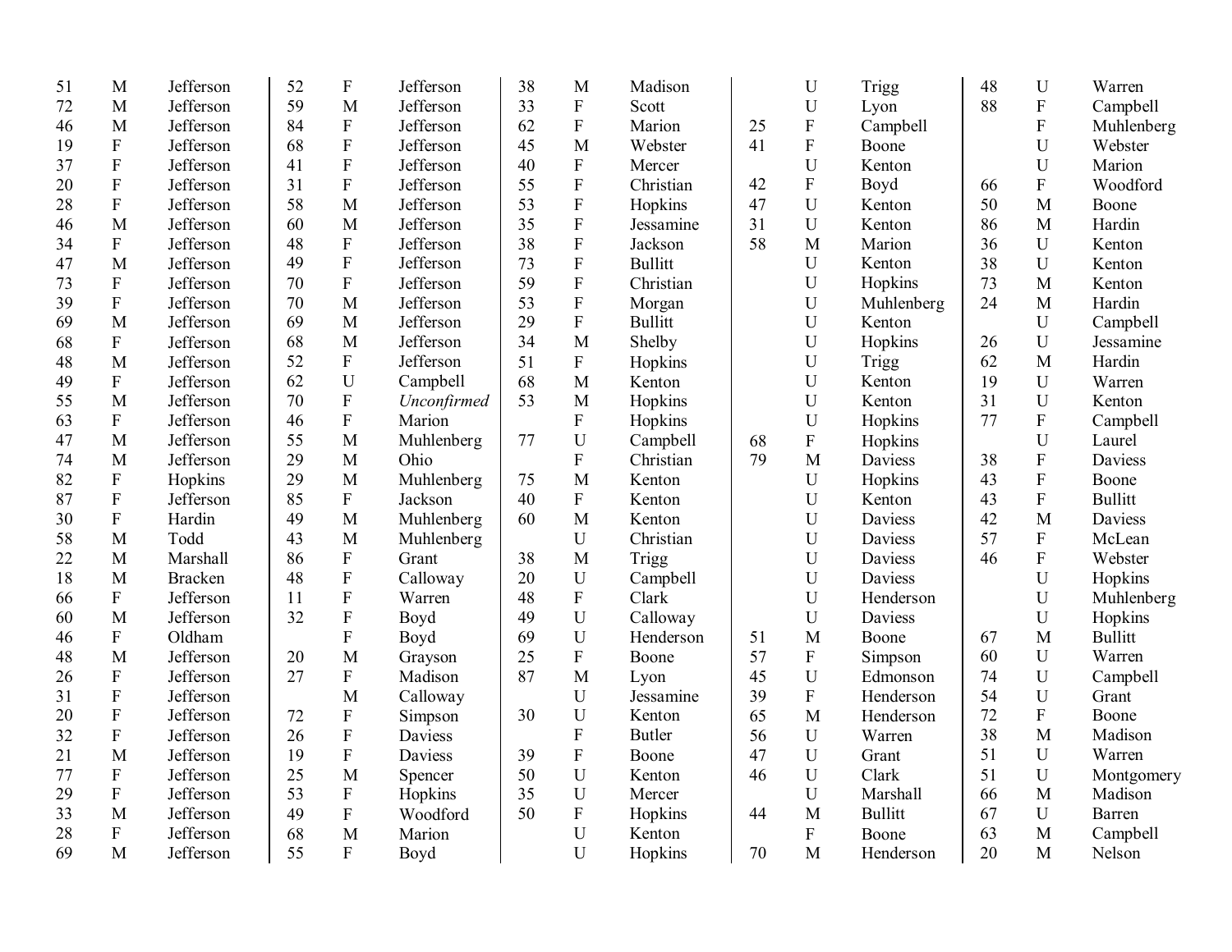| | | |
|---|---|---|
| 51 | M | Jefferson |
| 72 | M | Jefferson |
| 46 | M | Jefferson |
| 19 | F | Jefferson |
| 37 | F | Jefferson |
| 20 | F | Jefferson |
| 28 | F | Jefferson |
| 46 | M | Jefferson |
| 34 | F | Jefferson |
| 47 | M | Jefferson |
| 73 | F | Jefferson |
| 39 | F | Jefferson |
| 69 | M | Jefferson |
| 68 | F | Jefferson |
| 48 | M | Jefferson |
| 49 | F | Jefferson |
| 55 | M | Jefferson |
| 63 | F | Jefferson |
| 47 | M | Jefferson |
| 74 | M | Jefferson |
| 82 | F | Hopkins |
| 87 | F | Jefferson |
| 30 | F | Hardin |
| 58 | M | Todd |
| 22 | M | Marshall |
| 18 | M | Bracken |
| 66 | F | Jefferson |
| 60 | M | Jefferson |
| 46 | F | Oldham |
| 48 | M | Jefferson |
| 26 | F | Jefferson |
| 31 | F | Jefferson |
| 20 | F | Jefferson |
| 32 | F | Jefferson |
| 21 | M | Jefferson |
| 77 | F | Jefferson |
| 29 | F | Jefferson |
| 33 | M | Jefferson |
| 28 | F | Jefferson |
| 69 | M | Jefferson |
| 52 | F | Jefferson |
| 59 | M | Jefferson |
| 84 | F | Jefferson |
| 68 | F | Jefferson |
| 41 | F | Jefferson |
| 31 | F | Jefferson |
| 58 | M | Jefferson |
| 60 | M | Jefferson |
| 48 | F | Jefferson |
| 49 | F | Jefferson |
| 70 | F | Jefferson |
| 70 | M | Jefferson |
| 69 | M | Jefferson |
| 68 | M | Jefferson |
| 52 | F | Jefferson |
| 62 | U | Campbell |
| 70 | F | *Unconfirmed* |
| 46 | F | Marion |
| 55 | M | Muhlenberg |
| 29 | M | Ohio |
| 29 | M | Muhlenberg |
| 85 | F | Jackson |
| 49 | M | Muhlenberg |
| 43 | M | Muhlenberg |
| 86 | F | Grant |
| 48 | F | Calloway |
| 11 | F | Warren |
| 32 | F | Boyd |
| | F | Boyd |
| 20 | M | Grayson |
| 27 | F | Madison |
| | M | Calloway |
| 72 | F | Simpson |
| 26 | F | Daviess |
| 19 | F | Daviess |
| 25 | M | Spencer |
| 53 | F | Hopkins |
| 49 | F | Woodford |
| 68 | M | Marion |
| 55 | F | Boyd |
| 38 | M | Madison |
| 33 | F | Scott |
| 62 | F | Marion |
| 45 | M | Webster |
| 40 | F | Mercer |
| 55 | F | Christian |
| 53 | F | Hopkins |
| 35 | F | Jessamine |
| 38 | F | Jackson |
| 73 | F | Bullitt |
| 59 | F | Christian |
| 53 | F | Morgan |
| 29 | F | Bullitt |
| 34 | M | Shelby |
| 51 | F | Hopkins |
| 68 | M | Kenton |
| 53 | M | Hopkins |
| | F | Hopkins |
| 77 | U | Campbell |
| | F | Christian |
| 75 | M | Kenton |
| 40 | F | Kenton |
| 60 | M | Kenton |
| | U | Christian |
| 38 | M | Trigg |
| 20 | U | Campbell |
| 48 | F | Clark |
| 49 | U | Calloway |
| 69 | U | Henderson |
| 25 | F | Boone |
| 87 | M | Lyon |
| | U | Jessamine |
| 30 | U | Kenton |
| | F | Butler |
| 39 | F | Boone |
| 50 | U | Kenton |
| 35 | U | Mercer |
| 50 | F | Hopkins |
| | U | Kenton |
| | U | Hopkins |
| | U | Trigg |
| | U | Lyon |
| 25 | F | Campbell |
| 41 | F | Boone |
| | U | Kenton |
| 42 | F | Boyd |
| 47 | U | Kenton |
| 31 | U | Kenton |
| 58 | M | Marion |
| | U | Kenton |
| | U | Hopkins |
| | U | Muhlenberg |
| | U | Kenton |
| | U | Hopkins |
| | U | Trigg |
| | U | Kenton |
| | U | Kenton |
| | U | Hopkins |
| 68 | F | Hopkins |
| 79 | M | Daviess |
| | U | Hopkins |
| | U | Kenton |
| | U | Daviess |
| | U | Daviess |
| | U | Daviess |
| | U | Daviess |
| | U | Henderson |
| | U | Daviess |
| 51 | M | Boone |
| 57 | F | Simpson |
| 45 | U | Edmonson |
| 39 | F | Henderson |
| 65 | M | Henderson |
| 56 | U | Warren |
| 47 | U | Grant |
| 46 | U | Clark |
| | U | Marshall |
| 44 | M | Bullitt |
| | F | Boone |
| 70 | M | Henderson |
| 48 | U | Warren |
| 88 | F | Campbell |
| | F | Muhlenberg |
| | U | Webster |
| | U | Marion |
| 66 | F | Woodford |
| 50 | M | Boone |
| 86 | M | Hardin |
| 36 | U | Kenton |
| 38 | U | Kenton |
| 73 | M | Kenton |
| 24 | M | Hardin |
| | U | Campbell |
| 26 | U | Jessamine |
| 62 | M | Hardin |
| 19 | U | Warren |
| 31 | U | Kenton |
| 77 | F | Campbell |
| | U | Laurel |
| 38 | F | Daviess |
| 43 | F | Boone |
| 43 | F | Bullitt |
| 42 | M | Daviess |
| 57 | F | McLean |
| 46 | F | Webster |
| | U | Hopkins |
| | U | Muhlenberg |
| | U | Hopkins |
| 67 | M | Bullitt |
| 60 | U | Warren |
| 74 | U | Campbell |
| 54 | U | Grant |
| 72 | F | Boone |
| 38 | M | Madison |
| 51 | U | Warren |
| 51 | U | Montgomery |
| 66 | M | Madison |
| 67 | U | Barren |
| 63 | M | Campbell |
| 20 | M | Nelson |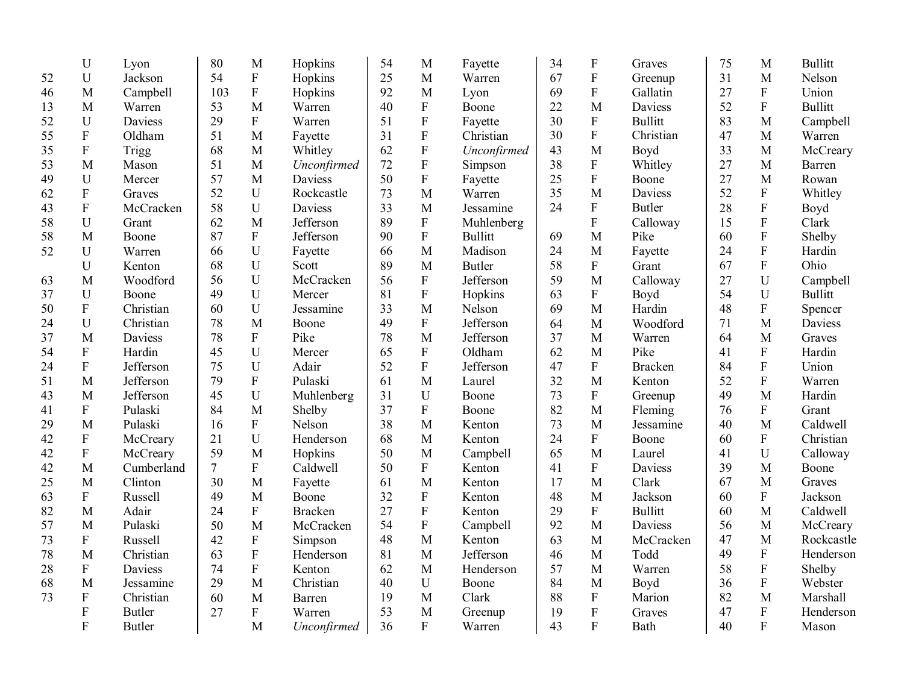| | | |
|---|---|---|
| | U | Lyon |
| 52 | U | Jackson |
| 46 | M | Campbell |
| 13 | M | Warren |
| 52 | U | Daviess |
| 55 | F | Oldham |
| 35 | F | Trigg |
| 53 | M | Mason |
| 49 | U | Mercer |
| 62 | F | Graves |
| 43 | F | McCracken |
| 58 | U | Grant |
| 58 | M | Boone |
| 52 | U | Warren |
| | U | Kenton |
| 63 | M | Woodford |
| 37 | U | Boone |
| 50 | F | Christian |
| 24 | U | Christian |
| 37 | M | Daviess |
| 54 | F | Hardin |
| 24 | F | Jefferson |
| 51 | M | Jefferson |
| 43 | M | Jefferson |
| 41 | F | Pulaski |
| 29 | M | Pulaski |
| 42 | F | McCreary |
| 42 | F | McCreary |
| 42 | M | Cumberland |
| 25 | M | Clinton |
| 63 | F | Russell |
| 82 | M | Adair |
| 57 | M | Pulaski |
| 73 | F | Russell |
| 78 | M | Christian |
| 28 | F | Daviess |
| 68 | M | Jessamine |
| 73 | F | Christian |
| | F | Butler |
| | F | Butler |
| 80 | M | Hopkins |
| 54 | F | Hopkins |
| 103 | F | Hopkins |
| 53 | M | Warren |
| 29 | F | Warren |
| 51 | M | Fayette |
| 68 | M | Whitley |
| 51 | M | *Unconfirmed* |
| 57 | M | Daviess |
| 52 | U | Rockcastle |
| 58 | U | Daviess |
| 62 | M | Jefferson |
| 87 | F | Jefferson |
| 66 | U | Fayette |
| 68 | U | Scott |
| 56 | U | McCracken |
| 49 | U | Mercer |
| 60 | U | Jessamine |
| 78 | M | Boone |
| 78 | F | Pike |
| 45 | U | Mercer |
| 75 | U | Adair |
| 79 | F | Pulaski |
| 45 | U | Muhlenberg |
| 84 | M | Shelby |
| 16 | F | Nelson |
| 21 | U | Henderson |
| 59 | M | Hopkins |
| 7 | F | Caldwell |
| 30 | M | Fayette |
| 49 | M | Boone |
| 24 | F | Bracken |
| 50 | M | McCracken |
| 42 | F | Simpson |
| 63 | F | Henderson |
| 74 | F | Kenton |
| 29 | M | Christian |
| 60 | M | Barren |
| 27 | F | Warren |
| | M | *Unconfirmed* |
| 54 | M | Fayette |
| 25 | M | Warren |
| 92 | M | Lyon |
| 40 | F | Boone |
| 51 | F | Fayette |
| 31 | F | Christian |
| 62 | F | *Unconfirmed* |
| 72 | F | Simpson |
| 50 | F | Fayette |
| 73 | M | Warren |
| 33 | M | Jessamine |
| 89 | F | Muhlenberg |
| 90 | F | Bullitt |
| 66 | M | Madison |
| 89 | M | Butler |
| 56 | F | Jefferson |
| 81 | F | Hopkins |
| 33 | M | Nelson |
| 49 | F | Jefferson |
| 78 | M | Jefferson |
| 65 | F | Oldham |
| 52 | F | Jefferson |
| 61 | M | Laurel |
| 31 | U | Boone |
| 37 | F | Boone |
| 38 | M | Kenton |
| 68 | M | Kenton |
| 50 | M | Campbell |
| 50 | F | Kenton |
| 61 | M | Kenton |
| 32 | F | Kenton |
| 27 | F | Kenton |
| 54 | F | Campbell |
| 48 | M | Kenton |
| 81 | M | Jefferson |
| 62 | M | Henderson |
| 40 | U | Boone |
| 19 | M | Clark |
| 53 | M | Greenup |
| 36 | F | Warren |
| 34 | F | Graves |
| 67 | F | Greenup |
| 69 | F | Gallatin |
| 22 | M | Daviess |
| 30 | F | Bullitt |
| 30 | F | Christian |
| 43 | M | Boyd |
| 38 | F | Whitley |
| 25 | F | Boone |
| 35 | M | Daviess |
| 24 | F | Butler |
| | F | Calloway |
| 69 | M | Pike |
| 24 | M | Fayette |
| 58 | F | Grant |
| 59 | M | Calloway |
| 63 | F | Boyd |
| 69 | M | Hardin |
| 64 | M | Woodford |
| 37 | M | Warren |
| 62 | M | Pike |
| 47 | F | Bracken |
| 32 | M | Kenton |
| 73 | F | Greenup |
| 82 | M | Fleming |
| 73 | M | Jessamine |
| 24 | F | Boone |
| 65 | M | Laurel |
| 41 | F | Daviess |
| 17 | M | Clark |
| 48 | M | Jackson |
| 29 | F | Bullitt |
| 92 | M | Daviess |
| 63 | M | McCracken |
| 46 | M | Todd |
| 57 | M | Warren |
| 84 | M | Boyd |
| 88 | F | Marion |
| 19 | F | Graves |
| 43 | F | Bath |
| 75 | M | Bullitt |
| 31 | M | Nelson |
| 27 | F | Union |
| 52 | F | Bullitt |
| 83 | M | Campbell |
| 47 | M | Warren |
| 33 | M | McCreary |
| 27 | M | Barren |
| 27 | M | Rowan |
| 52 | F | Whitley |
| 28 | F | Boyd |
| 15 | F | Clark |
| 60 | F | Shelby |
| 24 | F | Hardin |
| 67 | F | Ohio |
| 27 | U | Campbell |
| 54 | U | Bullitt |
| 48 | F | Spencer |
| 71 | M | Daviess |
| 64 | M | Graves |
| 41 | F | Hardin |
| 84 | F | Union |
| 52 | F | Warren |
| 49 | M | Hardin |
| 76 | F | Grant |
| 40 | M | Caldwell |
| 60 | F | Christian |
| 41 | U | Calloway |
| 39 | M | Boone |
| 67 | M | Graves |
| 60 | F | Jackson |
| 60 | M | Caldwell |
| 56 | M | McCreary |
| 47 | M | Rockcastle |
| 49 | F | Henderson |
| 58 | F | Shelby |
| 36 | F | Webster |
| 82 | M | Marshall |
| 47 | F | Henderson |
| 40 | F | Mason |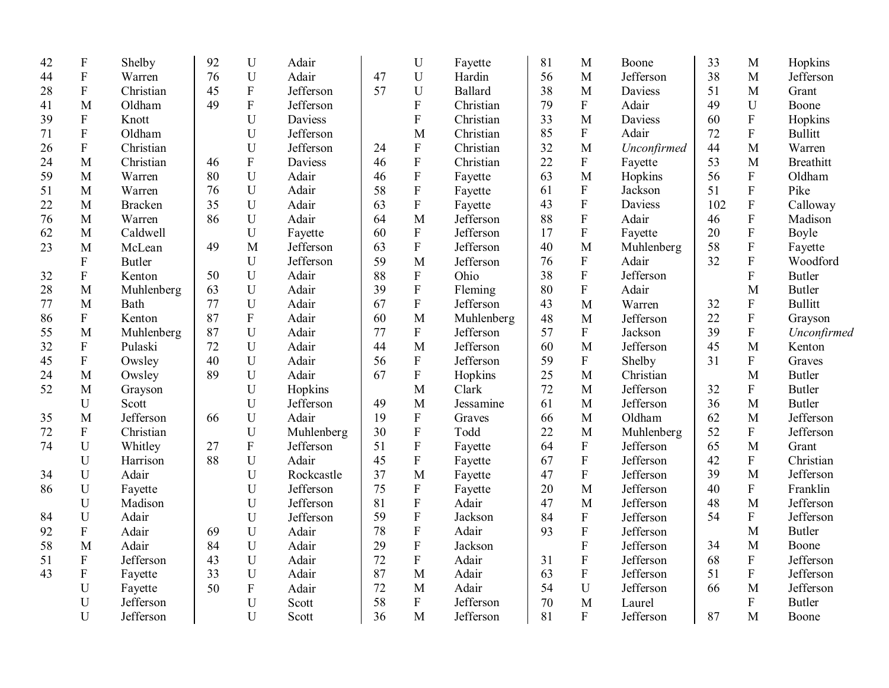| | | |
|---|---|---|
| 42 | F | Shelby |
| 44 | F | Warren |
| 28 | F | Christian |
| 41 | M | Oldham |
| 39 | F | Knott |
| 71 | F | Oldham |
| 26 | F | Christian |
| 24 | M | Christian |
| 59 | M | Warren |
| 51 | M | Warren |
| 22 | M | Bracken |
| 76 | M | Warren |
| 62 | M | Caldwell |
| 23 | M | McLean |
| | F | Butler |
| 32 | F | Kenton |
| 28 | M | Muhlenberg |
| 77 | M | Bath |
| 86 | F | Kenton |
| 55 | M | Muhlenberg |
| 32 | F | Pulaski |
| 45 | F | Owsley |
| 24 | M | Owsley |
| 52 | M | Grayson |
| | U | Scott |
| 35 | M | Jefferson |
| 72 | F | Christian |
| 74 | U | Whitley |
| | U | Harrison |
| 34 | U | Adair |
| 86 | U | Fayette |
| | U | Madison |
| 84 | U | Adair |
| 92 | F | Adair |
| 58 | M | Adair |
| 51 | F | Jefferson |
| 43 | F | Fayette |
| | U | Fayette |
| | U | Jefferson |
| | U | Jefferson |
| 92 | U | Adair |
| 76 | U | Adair |
| 45 | F | Jefferson |
| 49 | F | Jefferson |
| | U | Daviess |
| | U | Jefferson |
| | U | Jefferson |
| 46 | F | Daviess |
| 80 | U | Adair |
| 76 | U | Adair |
| 35 | U | Adair |
| 86 | U | Adair |
| | U | Fayette |
| 49 | M | Jefferson |
| | U | Jefferson |
| 50 | U | Adair |
| 63 | U | Adair |
| 77 | U | Adair |
| 87 | F | Adair |
| 87 | U | Adair |
| 72 | U | Adair |
| 40 | U | Adair |
| 89 | U | Adair |
| | U | Hopkins |
| | U | Jefferson |
| 66 | U | Adair |
| | U | Muhlenberg |
| 27 | F | Jefferson |
| 88 | U | Adair |
| | U | Rockcastle |
| | U | Jefferson |
| | U | Jefferson |
| | U | Jefferson |
| 69 | U | Adair |
| 84 | U | Adair |
| 43 | U | Adair |
| 33 | U | Adair |
| 50 | F | Adair |
| | U | Scott |
| | U | Scott |
| | U | Fayette |
| 47 | U | Hardin |
| 57 | U | Ballard |
| | F | Christian |
| | F | Christian |
| | M | Christian |
| 24 | F | Christian |
| 46 | F | Christian |
| 46 | F | Fayette |
| 58 | F | Fayette |
| 63 | F | Fayette |
| 64 | M | Jefferson |
| 60 | F | Jefferson |
| 63 | F | Jefferson |
| 59 | M | Jefferson |
| 88 | F | Ohio |
| 39 | F | Fleming |
| 67 | F | Jefferson |
| 60 | M | Muhlenberg |
| 77 | F | Jefferson |
| 44 | M | Jefferson |
| 56 | F | Jefferson |
| 67 | F | Hopkins |
| | M | Clark |
| 49 | M | Jessamine |
| 19 | F | Graves |
| 30 | F | Todd |
| 51 | F | Fayette |
| 45 | F | Fayette |
| 37 | M | Fayette |
| 75 | F | Fayette |
| 81 | F | Adair |
| 59 | F | Jackson |
| 78 | F | Adair |
| 29 | F | Jackson |
| 72 | F | Adair |
| 87 | M | Adair |
| 72 | M | Adair |
| 58 | F | Jefferson |
| 36 | M | Jefferson |
| 81 | M | Boone |
| 56 | M | Jefferson |
| 38 | M | Daviess |
| 79 | F | Adair |
| 33 | M | Daviess |
| 85 | F | Adair |
| 32 | M | *Unconfirmed* |
| 22 | F | Fayette |
| 63 | M | Hopkins |
| 61 | F | Jackson |
| 43 | F | Daviess |
| 88 | F | Adair |
| 17 | F | Fayette |
| 40 | M | Muhlenberg |
| 76 | F | Adair |
| 38 | F | Jefferson |
| 80 | F | Adair |
| 43 | M | Warren |
| 48 | M | Jefferson |
| 57 | F | Jackson |
| 60 | M | Jefferson |
| 59 | F | Shelby |
| 25 | M | Christian |
| 72 | M | Jefferson |
| 61 | M | Jefferson |
| 66 | M | Oldham |
| 22 | M | Muhlenberg |
| 64 | F | Jefferson |
| 67 | F | Jefferson |
| 47 | F | Jefferson |
| 20 | M | Jefferson |
| 47 | M | Jefferson |
| 84 | F | Jefferson |
| 93 | F | Jefferson |
| | F | Jefferson |
| 31 | F | Jefferson |
| 63 | F | Jefferson |
| 54 | U | Jefferson |
| 70 | M | Laurel |
| 81 | F | Jefferson |
| 33 | M | Hopkins |
| 38 | M | Jefferson |
| 51 | M | Grant |
| 49 | U | Boone |
| 60 | F | Hopkins |
| 72 | F | Bullitt |
| 44 | M | Warren |
| 53 | M | Breathitt |
| 56 | F | Oldham |
| 51 | F | Pike |
| 102 | F | Calloway |
| 46 | F | Madison |
| 20 | F | Boyle |
| 58 | F | Fayette |
| 32 | F | Woodford |
| | F | Butler |
| | M | Butler |
| 32 | F | Bullitt |
| 22 | F | Grayson |
| 39 | F | *Unconfirmed* |
| 45 | M | Kenton |
| 31 | F | Graves |
| | M | Butler |
| 32 | F | Butler |
| 36 | M | Butler |
| 62 | M | Jefferson |
| 52 | F | Jefferson |
| 65 | M | Grant |
| 42 | F | Christian |
| 39 | M | Jefferson |
| 40 | F | Franklin |
| 48 | M | Jefferson |
| 54 | F | Jefferson |
| | M | Butler |
| 34 | M | Boone |
| 68 | F | Jefferson |
| 51 | F | Jefferson |
| 66 | M | Jefferson |
| | F | Butler |
| 87 | M | Boone |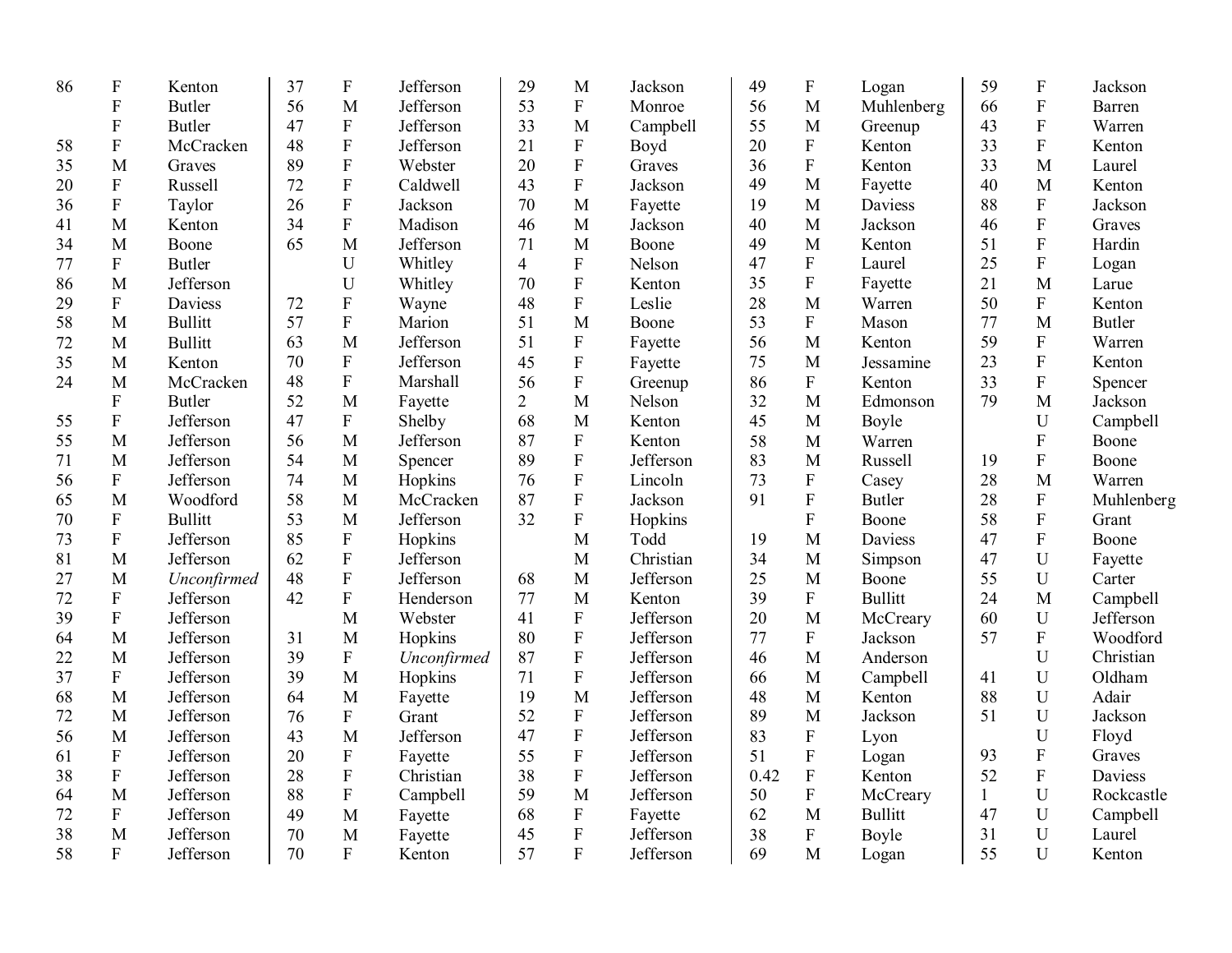| | | |
|---|---|---|
| 86 | F | Kenton |
| | F | Butler |
| | F | Butler |
| 58 | F | McCracken |
| 35 | M | Graves |
| 20 | F | Russell |
| 36 | F | Taylor |
| 41 | M | Kenton |
| 34 | M | Boone |
| 77 | F | Butler |
| 86 | M | Jefferson |
| 29 | F | Daviess |
| 58 | M | Bullitt |
| 72 | M | Bullitt |
| 35 | M | Kenton |
| 24 | M | McCracken |
| | F | Butler |
| 55 | F | Jefferson |
| 55 | M | Jefferson |
| 71 | M | Jefferson |
| 56 | F | Jefferson |
| 65 | M | Woodford |
| 70 | F | Bullitt |
| 73 | F | Jefferson |
| 81 | M | Jefferson |
| 27 | M | *Unconfirmed* |
| 72 | F | Jefferson |
| 39 | F | Jefferson |
| 64 | M | Jefferson |
| 22 | M | Jefferson |
| 37 | F | Jefferson |
| 68 | M | Jefferson |
| 72 | M | Jefferson |
| 56 | M | Jefferson |
| 61 | F | Jefferson |
| 38 | F | Jefferson |
| 64 | M | Jefferson |
| 72 | F | Jefferson |
| 38 | M | Jefferson |
| 58 | F | Jefferson |
| 37 | F | Jefferson |
| 56 | M | Jefferson |
| 47 | F | Jefferson |
| 48 | F | Jefferson |
| 89 | F | Webster |
| 72 | F | Caldwell |
| 26 | F | Jackson |
| 34 | F | Madison |
| 65 | M | Jefferson |
| | U | Whitley |
| | U | Whitley |
| 72 | F | Wayne |
| 57 | F | Marion |
| 63 | M | Jefferson |
| 70 | F | Jefferson |
| 48 | F | Marshall |
| 52 | M | Fayette |
| 47 | F | Shelby |
| 56 | M | Jefferson |
| 54 | M | Spencer |
| 74 | M | Hopkins |
| 58 | M | McCracken |
| 53 | M | Jefferson |
| 85 | F | Hopkins |
| 62 | F | Jefferson |
| 48 | F | Jefferson |
| 42 | F | Henderson |
| | M | Webster |
| 31 | M | Hopkins |
| 39 | F | *Unconfirmed* |
| 39 | M | Hopkins |
| 64 | M | Fayette |
| 76 | F | Grant |
| 43 | M | Jefferson |
| 20 | F | Fayette |
| 28 | F | Christian |
| 88 | F | Campbell |
| 49 | M | Fayette |
| 70 | M | Fayette |
| 70 | F | Kenton |
| 29 | M | Jackson |
| 53 | F | Monroe |
| 33 | M | Campbell |
| 21 | F | Boyd |
| 20 | F | Graves |
| 43 | F | Jackson |
| 70 | M | Fayette |
| 46 | M | Jackson |
| 71 | M | Boone |
| 4 | F | Nelson |
| 70 | F | Kenton |
| 48 | F | Leslie |
| 51 | M | Boone |
| 51 | F | Fayette |
| 45 | F | Fayette |
| 56 | F | Greenup |
| 2 | M | Nelson |
| 68 | M | Kenton |
| 87 | F | Kenton |
| 89 | F | Jefferson |
| 76 | F | Lincoln |
| 87 | F | Jackson |
| 32 | F | Hopkins |
| | M | Todd |
| | M | Christian |
| 68 | M | Jefferson |
| 77 | M | Kenton |
| 41 | F | Jefferson |
| 80 | F | Jefferson |
| 87 | F | Jefferson |
| 71 | F | Jefferson |
| 19 | M | Jefferson |
| 52 | F | Jefferson |
| 47 | F | Jefferson |
| 55 | F | Jefferson |
| 38 | F | Jefferson |
| 59 | M | Jefferson |
| 68 | F | Fayette |
| 45 | F | Jefferson |
| 57 | F | Jefferson |
| 49 | F | Logan |
| 56 | M | Muhlenberg |
| 55 | M | Greenup |
| 20 | F | Kenton |
| 36 | F | Kenton |
| 49 | M | Fayette |
| 19 | M | Daviess |
| 40 | M | Jackson |
| 49 | M | Kenton |
| 47 | F | Laurel |
| 35 | F | Fayette |
| 28 | M | Warren |
| 53 | F | Mason |
| 56 | M | Kenton |
| 75 | M | Jessamine |
| 86 | F | Kenton |
| 32 | M | Edmonson |
| 45 | M | Boyle |
| 58 | M | Warren |
| 83 | M | Russell |
| 73 | F | Casey |
| 91 | F | Butler |
| | F | Boone |
| 19 | M | Daviess |
| 34 | M | Simpson |
| 25 | M | Boone |
| 39 | F | Bullitt |
| 20 | M | McCreary |
| 77 | F | Jackson |
| 46 | M | Anderson |
| 66 | M | Campbell |
| 48 | M | Kenton |
| 89 | M | Jackson |
| 83 | F | Lyon |
| 51 | F | Logan |
| 0.42 | F | Kenton |
| 50 | F | McCreary |
| 62 | M | Bullitt |
| 38 | F | Boyle |
| 69 | M | Logan |
| 59 | F | Jackson |
| 66 | F | Barren |
| 43 | F | Warren |
| 33 | F | Kenton |
| 33 | M | Laurel |
| 40 | M | Kenton |
| 88 | F | Jackson |
| 46 | F | Graves |
| 51 | F | Hardin |
| 25 | F | Logan |
| 21 | M | Larue |
| 50 | F | Kenton |
| 77 | M | Butler |
| 59 | F | Warren |
| 23 | F | Kenton |
| 33 | F | Spencer |
| 79 | M | Jackson |
| | U | Campbell |
| | F | Boone |
| 19 | F | Boone |
| 28 | M | Warren |
| 28 | F | Muhlenberg |
| 58 | F | Grant |
| 47 | F | Boone |
| 47 | U | Fayette |
| 55 | U | Carter |
| 24 | M | Campbell |
| 60 | U | Jefferson |
| 57 | F | Woodford |
| | U | Christian |
| 41 | U | Oldham |
| 88 | U | Adair |
| 51 | U | Jackson |
| | U | Floyd |
| 93 | F | Graves |
| 52 | F | Daviess |
| 1 | U | Rockcastle |
| 47 | U | Campbell |
| 31 | U | Laurel |
| 55 | U | Kenton |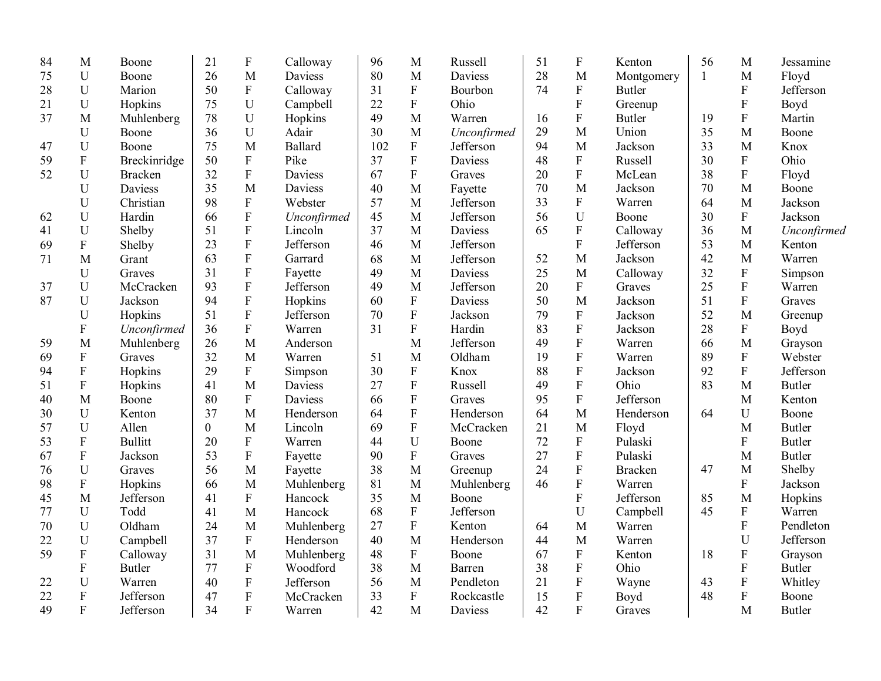| | | |
|---|---|---|
| 84 | M | Boone |
| 75 | U | Boone |
| 28 | U | Marion |
| 21 | U | Hopkins |
| 37 | M | Muhlenberg |
| | U | Boone |
| 47 | U | Boone |
| 59 | F | Breckinridge |
| 52 | U | Bracken |
| | U | Daviess |
| | U | Christian |
| 62 | U | Hardin |
| 41 | U | Shelby |
| 69 | F | Shelby |
| 71 | M | Grant |
| | U | Graves |
| 37 | U | McCracken |
| 87 | U | Jackson |
| | U | Hopkins |
| | F | *Unconfirmed* |
| 59 | M | Muhlenberg |
| 69 | F | Graves |
| 94 | F | Hopkins |
| 51 | F | Hopkins |
| 40 | M | Boone |
| 30 | U | Kenton |
| 57 | U | Allen |
| 53 | F | Bullitt |
| 67 | F | Jackson |
| 76 | U | Graves |
| 98 | F | Hopkins |
| 45 | M | Jefferson |
| 77 | U | Todd |
| 70 | U | Oldham |
| 22 | U | Campbell |
| 59 | F | Calloway |
| | F | Butler |
| 22 | U | Warren |
| 22 | F | Jefferson |
| 49 | F | Jefferson |
| 21 | F | Calloway |
| 26 | M | Daviess |
| 50 | F | Calloway |
| 75 | U | Campbell |
| 78 | U | Hopkins |
| 36 | U | Adair |
| 75 | M | Ballard |
| 50 | F | Pike |
| 32 | F | Daviess |
| 35 | M | Daviess |
| 98 | F | Webster |
| 66 | F | *Unconfirmed* |
| 51 | F | Lincoln |
| 23 | F | Jefferson |
| 63 | F | Garrard |
| 31 | F | Fayette |
| 93 | F | Jefferson |
| 94 | F | Hopkins |
| 51 | F | Jefferson |
| 36 | F | Warren |
| 26 | M | Anderson |
| 32 | M | Warren |
| 29 | F | Simpson |
| 41 | M | Daviess |
| 80 | F | Daviess |
| 37 | M | Henderson |
| 0 | M | Lincoln |
| 20 | F | Warren |
| 53 | F | Fayette |
| 56 | M | Fayette |
| 66 | M | Muhlenberg |
| 41 | F | Hancock |
| 41 | M | Hancock |
| 24 | M | Muhlenberg |
| 37 | F | Henderson |
| 31 | M | Muhlenberg |
| 77 | F | Woodford |
| 40 | F | Jefferson |
| 47 | F | McCracken |
| 34 | F | Warren |
| 96 | M | Russell |
| 80 | M | Daviess |
| 31 | F | Bourbon |
| 22 | F | Ohio |
| 49 | M | Warren |
| 30 | M | *Unconfirmed* |
| 102 | F | Jefferson |
| 37 | F | Daviess |
| 67 | F | Graves |
| 40 | M | Fayette |
| 57 | M | Jefferson |
| 45 | M | Jefferson |
| 37 | M | Daviess |
| 46 | M | Jefferson |
| 68 | M | Jefferson |
| 49 | M | Daviess |
| 49 | M | Jefferson |
| 60 | F | Daviess |
| 70 | F | Jackson |
| 31 | F | Hardin |
| | M | Jefferson |
| 51 | M | Oldham |
| 30 | F | Knox |
| 27 | F | Russell |
| 66 | F | Graves |
| 64 | F | Henderson |
| 69 | F | McCracken |
| 44 | U | Boone |
| 90 | F | Graves |
| 38 | M | Greenup |
| 81 | M | Muhlenberg |
| 35 | M | Boone |
| 68 | F | Jefferson |
| 27 | F | Kenton |
| 40 | M | Henderson |
| 48 | F | Boone |
| 38 | M | Barren |
| 56 | M | Pendleton |
| 33 | F | Rockcastle |
| 42 | M | Daviess |
| 51 | F | Kenton |
| 28 | M | Montgomery |
| 74 | F | Butler |
| | F | Greenup |
| 16 | F | Butler |
| 29 | M | Union |
| 94 | M | Jackson |
| 48 | F | Russell |
| 20 | F | McLean |
| 70 | M | Jackson |
| 33 | F | Warren |
| 56 | U | Boone |
| 65 | F | Calloway |
| | F | Jefferson |
| 52 | M | Jackson |
| 25 | M | Calloway |
| 20 | F | Graves |
| 50 | M | Jackson |
| 79 | F | Jackson |
| 83 | F | Jackson |
| 49 | F | Warren |
| 19 | F | Warren |
| 88 | F | Jackson |
| 49 | F | Ohio |
| 95 | F | Jefferson |
| 64 | M | Henderson |
| 21 | M | Floyd |
| 72 | F | Pulaski |
| 27 | F | Pulaski |
| 24 | F | Bracken |
| 46 | F | Warren |
| | F | Jefferson |
| | U | Campbell |
| 64 | M | Warren |
| 44 | M | Warren |
| 67 | F | Kenton |
| 38 | F | Ohio |
| 21 | F | Wayne |
| 15 | F | Boyd |
| 42 | F | Graves |
| 56 | M | Jessamine |
| 1 | M | Floyd |
| | F | Jefferson |
| | F | Boyd |
| 19 | F | Martin |
| 35 | M | Boone |
| 33 | M | Knox |
| 30 | F | Ohio |
| 38 | F | Floyd |
| 70 | M | Boone |
| 64 | M | Jackson |
| 30 | F | Jackson |
| 36 | M | *Unconfirmed* |
| 53 | M | Kenton |
| 42 | M | Warren |
| 32 | F | Simpson |
| 25 | F | Warren |
| 51 | F | Graves |
| 52 | M | Greenup |
| 28 | F | Boyd |
| 66 | M | Grayson |
| 89 | F | Webster |
| 92 | F | Jefferson |
| 83 | M | Butler |
| | M | Kenton |
| 64 | U | Boone |
| | M | Butler |
| | F | Butler |
| | M | Butler |
| 47 | M | Shelby |
| | F | Jackson |
| 85 | M | Hopkins |
| 45 | F | Warren |
| | F | Pendleton |
| | U | Jefferson |
| 18 | F | Grayson |
| | F | Butler |
| 43 | F | Whitley |
| 48 | F | Boone |
| | M | Butler |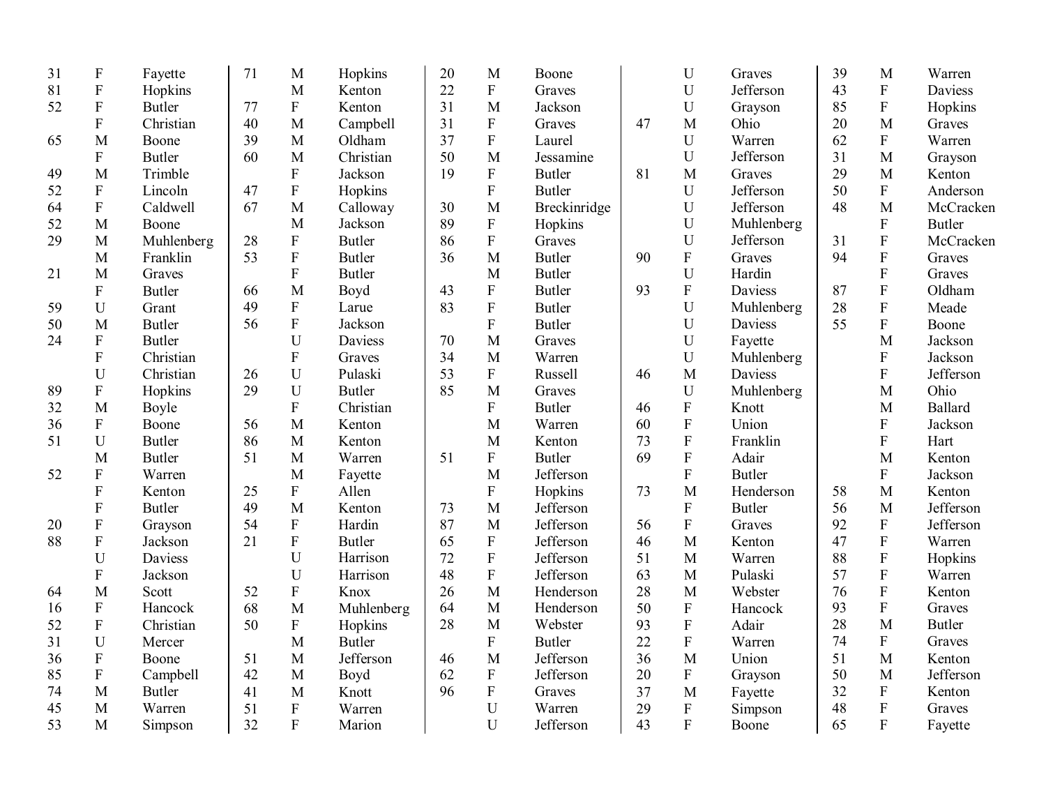| | | |
|---|---|---|
| 31 | F | Fayette |
| 81 | F | Hopkins |
| 52 | F | Butler |
| | F | Christian |
| 65 | M | Boone |
| | F | Butler |
| 49 | M | Trimble |
| 52 | F | Lincoln |
| 64 | F | Caldwell |
| 52 | M | Boone |
| 29 | M | Muhlenberg |
| | M | Franklin |
| 21 | M | Graves |
| | F | Butler |
| 59 | U | Grant |
| 50 | M | Butler |
| 24 | F | Butler |
| | F | Christian |
| | U | Christian |
| 89 | F | Hopkins |
| 32 | M | Boyle |
| 36 | F | Boone |
| 51 | U | Butler |
| | M | Butler |
| 52 | F | Warren |
| | F | Kenton |
| | F | Butler |
| 20 | F | Grayson |
| 88 | F | Jackson |
| | U | Daviess |
| | F | Jackson |
| 64 | M | Scott |
| 16 | F | Hancock |
| 52 | F | Christian |
| 31 | U | Mercer |
| 36 | F | Boone |
| 85 | F | Campbell |
| 74 | M | Butler |
| 45 | M | Warren |
| 53 | M | Simpson |
| 71 | M | Hopkins |
| | M | Kenton |
| 77 | F | Kenton |
| 40 | M | Campbell |
| 39 | M | Oldham |
| 60 | M | Christian |
| | F | Jackson |
| 47 | F | Hopkins |
| 67 | M | Calloway |
| | M | Jackson |
| 28 | F | Butler |
| 53 | F | Butler |
| | F | Butler |
| 66 | M | Boyd |
| 49 | F | Larue |
| 56 | F | Jackson |
| | U | Daviess |
| | F | Graves |
| 26 | U | Pulaski |
| 29 | U | Butler |
| | F | Christian |
| 56 | M | Kenton |
| 86 | M | Kenton |
| 51 | M | Warren |
| | M | Fayette |
| 25 | F | Allen |
| 49 | M | Kenton |
| 54 | F | Hardin |
| 21 | F | Butler |
| | U | Harrison |
| | U | Harrison |
| 52 | F | Knox |
| 68 | M | Muhlenberg |
| 50 | F | Hopkins |
| | M | Butler |
| 51 | M | Jefferson |
| 42 | M | Boyd |
| 41 | M | Knott |
| 51 | F | Warren |
| 32 | F | Marion |
| 20 | M | Boone |
| 22 | F | Graves |
| 31 | M | Jackson |
| 31 | F | Graves |
| 37 | F | Laurel |
| 50 | M | Jessamine |
| 19 | F | Butler |
| | F | Butler |
| 30 | M | Breckinridge |
| 89 | F | Hopkins |
| 86 | F | Graves |
| 36 | M | Butler |
| | M | Butler |
| 43 | F | Butler |
| 83 | F | Butler |
| | F | Butler |
| 70 | M | Graves |
| 34 | M | Warren |
| 53 | F | Russell |
| 85 | M | Graves |
| | F | Butler |
| | M | Warren |
| | M | Kenton |
| 51 | F | Butler |
| | M | Jefferson |
| | F | Hopkins |
| 73 | M | Jefferson |
| 87 | M | Jefferson |
| 65 | F | Jefferson |
| 72 | F | Jefferson |
| 48 | F | Jefferson |
| 26 | M | Henderson |
| 64 | M | Henderson |
| 28 | M | Webster |
| | F | Butler |
| 46 | M | Jefferson |
| 62 | F | Jefferson |
| 96 | F | Graves |
| | U | Warren |
| | U | Jefferson |
| | U | Graves |
| | U | Jefferson |
| | U | Grayson |
| 47 | M | Ohio |
| | U | Warren |
| | U | Jefferson |
| 81 | M | Graves |
| | U | Jefferson |
| | U | Jefferson |
| | U | Muhlenberg |
| | U | Jefferson |
| 90 | F | Graves |
| | U | Hardin |
| 93 | F | Daviess |
| | U | Muhlenberg |
| | U | Daviess |
| | U | Fayette |
| | U | Muhlenberg |
| 46 | M | Daviess |
| | U | Muhlenberg |
| 46 | F | Knott |
| 60 | F | Union |
| 73 | F | Franklin |
| 69 | F | Adair |
| | F | Butler |
| 73 | M | Henderson |
| | F | Butler |
| 56 | F | Graves |
| 46 | M | Kenton |
| 51 | M | Warren |
| 63 | M | Pulaski |
| 28 | M | Webster |
| 50 | F | Hancock |
| 93 | F | Adair |
| 22 | F | Warren |
| 36 | M | Union |
| 20 | F | Grayson |
| 37 | M | Fayette |
| 29 | F | Simpson |
| 43 | F | Boone |
| 39 | M | Warren |
| 43 | F | Daviess |
| 85 | F | Hopkins |
| 20 | M | Graves |
| 62 | F | Warren |
| 31 | M | Grayson |
| 29 | M | Kenton |
| 50 | F | Anderson |
| 48 | M | McCracken |
| | F | Butler |
| 31 | F | McCracken |
| 94 | F | Graves |
| | F | Graves |
| 87 | F | Oldham |
| 28 | F | Meade |
| 55 | F | Boone |
| | M | Jackson |
| | F | Jackson |
| | F | Jefferson |
| | M | Ohio |
| | M | Ballard |
| | F | Jackson |
| | F | Hart |
| | M | Kenton |
| | F | Jackson |
| 58 | M | Kenton |
| 56 | M | Jefferson |
| 92 | F | Jefferson |
| 47 | F | Warren |
| 88 | F | Hopkins |
| 57 | F | Warren |
| 76 | F | Kenton |
| 93 | F | Graves |
| 28 | M | Butler |
| 74 | F | Graves |
| 51 | M | Kenton |
| 50 | M | Jefferson |
| 32 | F | Kenton |
| 48 | F | Graves |
| 65 | F | Fayette |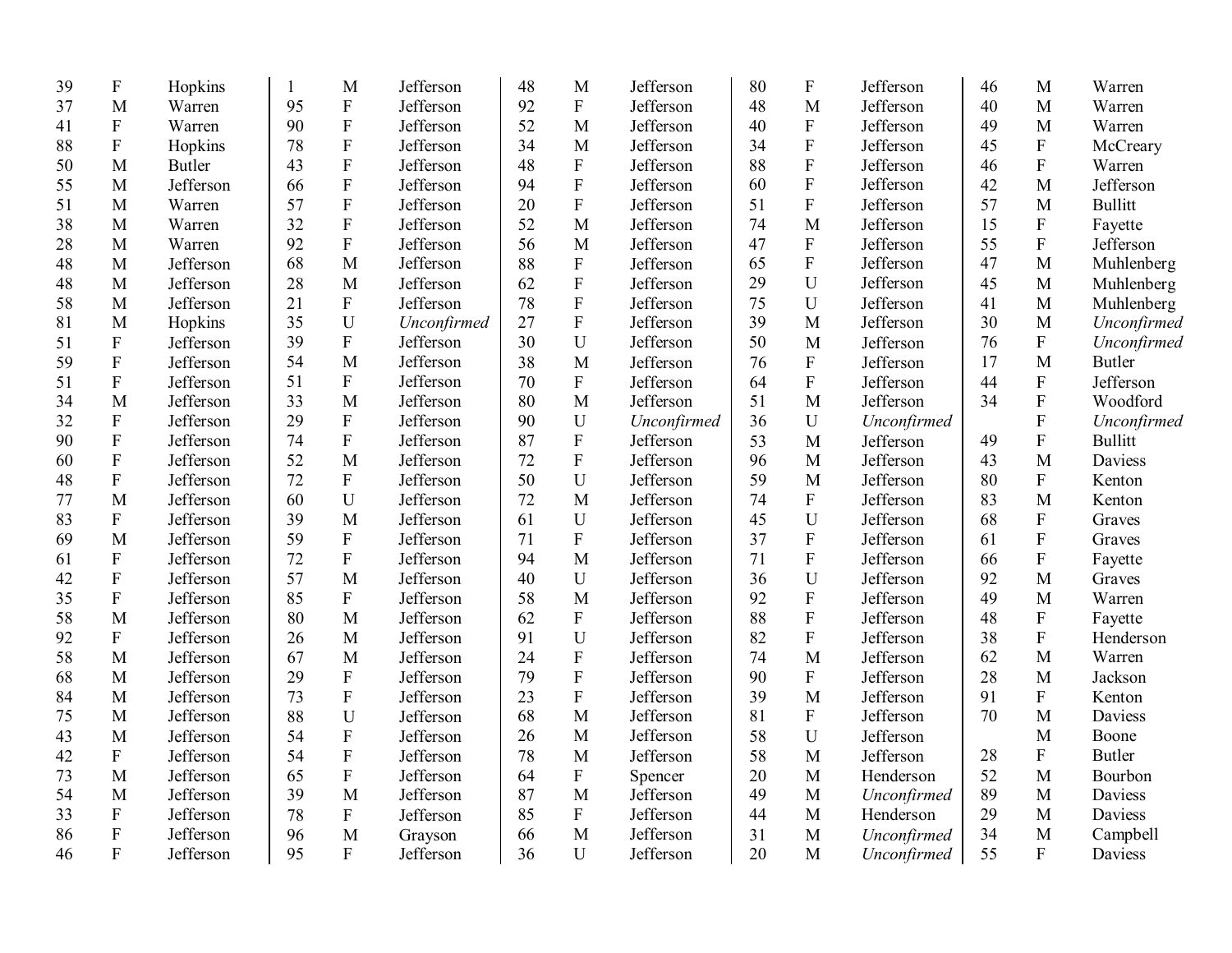| | | |
|---|---|---|
| 39 | F | Hopkins |
| 37 | M | Warren |
| 41 | F | Warren |
| 88 | F | Hopkins |
| 50 | M | Butler |
| 55 | M | Jefferson |
| 51 | M | Warren |
| 38 | M | Warren |
| 28 | M | Warren |
| 48 | M | Jefferson |
| 48 | M | Jefferson |
| 58 | M | Jefferson |
| 81 | M | Hopkins |
| 51 | F | Jefferson |
| 59 | F | Jefferson |
| 51 | F | Jefferson |
| 34 | M | Jefferson |
| 32 | F | Jefferson |
| 90 | F | Jefferson |
| 60 | F | Jefferson |
| 48 | F | Jefferson |
| 77 | M | Jefferson |
| 83 | F | Jefferson |
| 69 | M | Jefferson |
| 61 | F | Jefferson |
| 42 | F | Jefferson |
| 35 | F | Jefferson |
| 58 | M | Jefferson |
| 92 | F | Jefferson |
| 58 | M | Jefferson |
| 68 | M | Jefferson |
| 84 | M | Jefferson |
| 75 | M | Jefferson |
| 43 | M | Jefferson |
| 42 | F | Jefferson |
| 73 | M | Jefferson |
| 54 | M | Jefferson |
| 33 | F | Jefferson |
| 86 | F | Jefferson |
| 46 | F | Jefferson |
| 1 | M | Jefferson |
| 95 | F | Jefferson |
| 90 | F | Jefferson |
| 78 | F | Jefferson |
| 43 | F | Jefferson |
| 66 | F | Jefferson |
| 57 | F | Jefferson |
| 32 | F | Jefferson |
| 92 | F | Jefferson |
| 68 | M | Jefferson |
| 28 | M | Jefferson |
| 21 | F | Jefferson |
| 35 | U | *Unconfirmed* |
| 39 | F | Jefferson |
| 54 | M | Jefferson |
| 51 | F | Jefferson |
| 33 | M | Jefferson |
| 29 | F | Jefferson |
| 74 | F | Jefferson |
| 52 | M | Jefferson |
| 72 | F | Jefferson |
| 60 | U | Jefferson |
| 39 | M | Jefferson |
| 59 | F | Jefferson |
| 72 | F | Jefferson |
| 57 | M | Jefferson |
| 85 | F | Jefferson |
| 80 | M | Jefferson |
| 26 | M | Jefferson |
| 67 | M | Jefferson |
| 29 | F | Jefferson |
| 73 | F | Jefferson |
| 88 | U | Jefferson |
| 54 | F | Jefferson |
| 54 | F | Jefferson |
| 65 | F | Jefferson |
| 39 | M | Jefferson |
| 78 | F | Jefferson |
| 96 | M | Grayson |
| 95 | F | Jefferson |
| 48 | M | Jefferson |
| 92 | F | Jefferson |
| 52 | M | Jefferson |
| 34 | M | Jefferson |
| 48 | F | Jefferson |
| 94 | F | Jefferson |
| 20 | F | Jefferson |
| 52 | M | Jefferson |
| 56 | M | Jefferson |
| 88 | F | Jefferson |
| 62 | F | Jefferson |
| 78 | F | Jefferson |
| 27 | F | Jefferson |
| 30 | U | Jefferson |
| 38 | M | Jefferson |
| 70 | F | Jefferson |
| 80 | M | Jefferson |
| 90 | U | *Unconfirmed* |
| 87 | F | Jefferson |
| 72 | F | Jefferson |
| 50 | U | Jefferson |
| 72 | M | Jefferson |
| 61 | U | Jefferson |
| 71 | F | Jefferson |
| 94 | M | Jefferson |
| 40 | U | Jefferson |
| 58 | M | Jefferson |
| 62 | F | Jefferson |
| 91 | U | Jefferson |
| 24 | F | Jefferson |
| 79 | F | Jefferson |
| 23 | F | Jefferson |
| 68 | M | Jefferson |
| 26 | M | Jefferson |
| 78 | M | Jefferson |
| 64 | F | Spencer |
| 87 | M | Jefferson |
| 85 | F | Jefferson |
| 66 | M | Jefferson |
| 36 | U | Jefferson |
| 80 | F | Jefferson |
| 48 | M | Jefferson |
| 40 | F | Jefferson |
| 34 | F | Jefferson |
| 88 | F | Jefferson |
| 60 | F | Jefferson |
| 51 | F | Jefferson |
| 74 | M | Jefferson |
| 47 | F | Jefferson |
| 65 | F | Jefferson |
| 29 | U | Jefferson |
| 75 | U | Jefferson |
| 39 | M | Jefferson |
| 50 | M | Jefferson |
| 76 | F | Jefferson |
| 64 | F | Jefferson |
| 51 | M | Jefferson |
| 36 | U | *Unconfirmed* |
| 53 | M | Jefferson |
| 96 | M | Jefferson |
| 59 | M | Jefferson |
| 74 | F | Jefferson |
| 45 | U | Jefferson |
| 37 | F | Jefferson |
| 71 | F | Jefferson |
| 36 | U | Jefferson |
| 92 | F | Jefferson |
| 88 | F | Jefferson |
| 82 | F | Jefferson |
| 74 | M | Jefferson |
| 90 | F | Jefferson |
| 39 | M | Jefferson |
| 81 | F | Jefferson |
| 58 | U | Jefferson |
| 58 | M | Jefferson |
| 20 | M | Henderson |
| 49 | M | *Unconfirmed* |
| 44 | M | Henderson |
| 31 | M | *Unconfirmed* |
| 20 | M | *Unconfirmed* |
| 46 | M | Warren |
| 40 | M | Warren |
| 49 | M | Warren |
| 45 | F | McCreary |
| 46 | F | Warren |
| 42 | M | Jefferson |
| 57 | M | Bullitt |
| 15 | F | Fayette |
| 55 | F | Jefferson |
| 47 | M | Muhlenberg |
| 45 | M | Muhlenberg |
| 41 | M | Muhlenberg |
| 30 | M | *Unconfirmed* |
| 76 | F | *Unconfirmed* |
| 17 | M | Butler |
| 44 | F | Jefferson |
| 34 | F | Woodford |
| | F | *Unconfirmed* |
| 49 | F | Bullitt |
| 43 | M | Daviess |
| 80 | F | Kenton |
| 83 | M | Kenton |
| 68 | F | Graves |
| 61 | F | Graves |
| 66 | F | Fayette |
| 92 | M | Graves |
| 49 | M | Warren |
| 48 | F | Fayette |
| 38 | F | Henderson |
| 62 | M | Warren |
| 28 | M | Jackson |
| 91 | F | Kenton |
| 70 | M | Daviess |
| | M | Boone |
| 28 | F | Butler |
| 52 | M | Bourbon |
| 89 | M | Daviess |
| 29 | M | Daviess |
| 34 | M | Campbell |
| 55 | F | Daviess |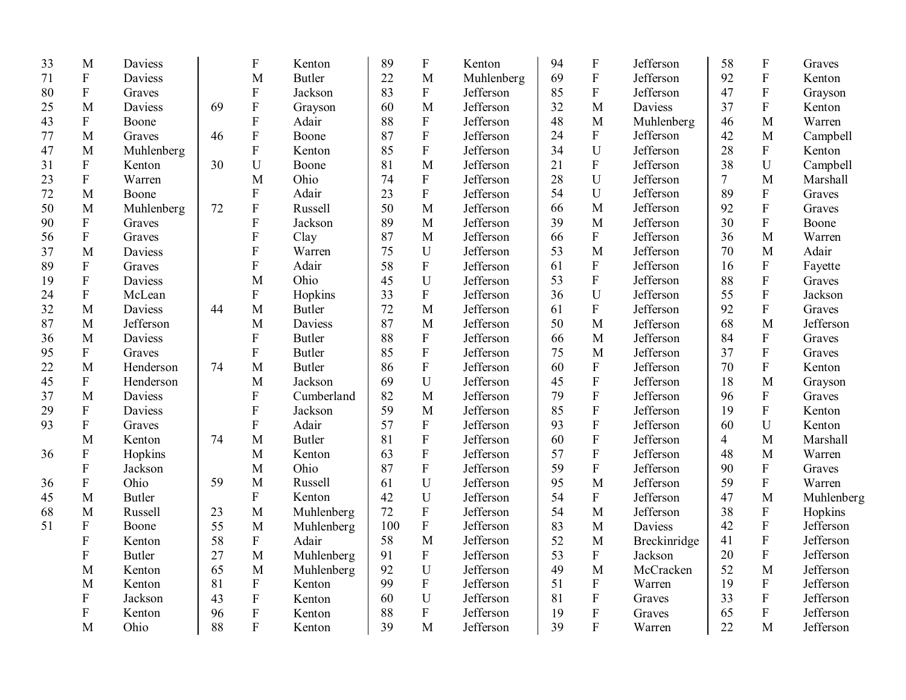| | | |
|---|---|---|
| 33 | M | Daviess |
| 71 | F | Daviess |
| 80 | F | Graves |
| 25 | M | Daviess |
| 43 | F | Boone |
| 77 | M | Graves |
| 47 | M | Muhlenberg |
| 31 | F | Kenton |
| 23 | F | Warren |
| 72 | M | Boone |
| 50 | M | Muhlenberg |
| 90 | F | Graves |
| 56 | F | Graves |
| 37 | M | Daviess |
| 89 | F | Graves |
| 19 | F | Daviess |
| 24 | F | McLean |
| 32 | M | Daviess |
| 87 | M | Jefferson |
| 36 | M | Daviess |
| 95 | F | Graves |
| 22 | M | Henderson |
| 45 | F | Henderson |
| 37 | M | Daviess |
| 29 | F | Daviess |
| 93 | F | Graves |
| | M | Kenton |
| 36 | F | Hopkins |
| | F | Jackson |
| 36 | F | Ohio |
| 45 | M | Butler |
| 68 | M | Russell |
| 51 | F | Boone |
| | F | Kenton |
| | F | Butler |
| | M | Kenton |
| | M | Kenton |
| | F | Jackson |
| | F | Kenton |
| | M | Ohio |
| | F | Kenton |
| | M | Butler |
| | F | Jackson |
| 69 | F | Grayson |
| | F | Adair |
| 46 | F | Boone |
| | F | Kenton |
| 30 | U | Boone |
| | M | Ohio |
| | F | Adair |
| 72 | F | Russell |
| | F | Jackson |
| | F | Clay |
| | F | Warren |
| | F | Adair |
| | M | Ohio |
| | F | Hopkins |
| 44 | M | Butler |
| | M | Daviess |
| | F | Butler |
| | F | Butler |
| 74 | M | Butler |
| | M | Jackson |
| | F | Cumberland |
| | F | Jackson |
| | F | Adair |
| 74 | M | Butler |
| | M | Kenton |
| | M | Ohio |
| 59 | M | Russell |
| | F | Kenton |
| 23 | M | Muhlenberg |
| 55 | M | Muhlenberg |
| 58 | F | Adair |
| 27 | M | Muhlenberg |
| 65 | M | Muhlenberg |
| 81 | F | Kenton |
| 43 | F | Kenton |
| 96 | F | Kenton |
| 88 | F | Kenton |
| 89 | F | Kenton |
| 22 | M | Muhlenberg |
| 83 | F | Jefferson |
| 60 | M | Jefferson |
| 88 | F | Jefferson |
| 87 | F | Jefferson |
| 85 | F | Jefferson |
| 81 | M | Jefferson |
| 74 | F | Jefferson |
| 23 | F | Jefferson |
| 50 | M | Jefferson |
| 89 | M | Jefferson |
| 87 | M | Jefferson |
| 75 | U | Jefferson |
| 58 | F | Jefferson |
| 45 | U | Jefferson |
| 33 | F | Jefferson |
| 72 | M | Jefferson |
| 87 | M | Jefferson |
| 88 | F | Jefferson |
| 85 | F | Jefferson |
| 86 | F | Jefferson |
| 69 | U | Jefferson |
| 82 | M | Jefferson |
| 59 | M | Jefferson |
| 57 | F | Jefferson |
| 81 | F | Jefferson |
| 63 | F | Jefferson |
| 87 | F | Jefferson |
| 61 | U | Jefferson |
| 42 | U | Jefferson |
| 72 | F | Jefferson |
| 100 | F | Jefferson |
| 58 | M | Jefferson |
| 91 | F | Jefferson |
| 92 | U | Jefferson |
| 99 | F | Jefferson |
| 60 | U | Jefferson |
| 88 | F | Jefferson |
| 39 | M | Jefferson |
| 94 | F | Jefferson |
| 69 | F | Jefferson |
| 85 | F | Jefferson |
| 32 | M | Daviess |
| 48 | M | Muhlenberg |
| 24 | F | Jefferson |
| 34 | U | Jefferson |
| 21 | F | Jefferson |
| 28 | U | Jefferson |
| 54 | U | Jefferson |
| 66 | M | Jefferson |
| 39 | M | Jefferson |
| 66 | F | Jefferson |
| 53 | M | Jefferson |
| 61 | F | Jefferson |
| 53 | F | Jefferson |
| 36 | U | Jefferson |
| 61 | F | Jefferson |
| 50 | M | Jefferson |
| 66 | M | Jefferson |
| 75 | M | Jefferson |
| 60 | F | Jefferson |
| 45 | F | Jefferson |
| 79 | F | Jefferson |
| 85 | F | Jefferson |
| 93 | F | Jefferson |
| 60 | F | Jefferson |
| 57 | F | Jefferson |
| 59 | F | Jefferson |
| 95 | M | Jefferson |
| 54 | F | Jefferson |
| 54 | M | Jefferson |
| 83 | M | Daviess |
| 52 | M | Breckinridge |
| 53 | F | Jackson |
| 49 | M | McCracken |
| 51 | F | Warren |
| 81 | F | Graves |
| 19 | F | Graves |
| 39 | F | Warren |
| 58 | F | Graves |
| 92 | F | Kenton |
| 47 | F | Grayson |
| 37 | F | Kenton |
| 46 | M | Warren |
| 42 | M | Campbell |
| 28 | F | Kenton |
| 38 | U | Campbell |
| 7 | M | Marshall |
| 89 | F | Graves |
| 92 | F | Graves |
| 30 | F | Boone |
| 36 | M | Warren |
| 70 | M | Adair |
| 16 | F | Fayette |
| 88 | F | Graves |
| 55 | F | Jackson |
| 92 | F | Graves |
| 68 | M | Jefferson |
| 84 | F | Graves |
| 37 | F | Graves |
| 70 | F | Kenton |
| 18 | M | Grayson |
| 96 | F | Graves |
| 19 | F | Kenton |
| 60 | U | Kenton |
| 4 | M | Marshall |
| 48 | M | Warren |
| 90 | F | Graves |
| 59 | F | Warren |
| 47 | M | Muhlenberg |
| 38 | F | Hopkins |
| 42 | F | Jefferson |
| 41 | F | Jefferson |
| 20 | F | Jefferson |
| 52 | M | Jefferson |
| 19 | F | Jefferson |
| 33 | F | Jefferson |
| 65 | F | Jefferson |
| 22 | M | Jefferson |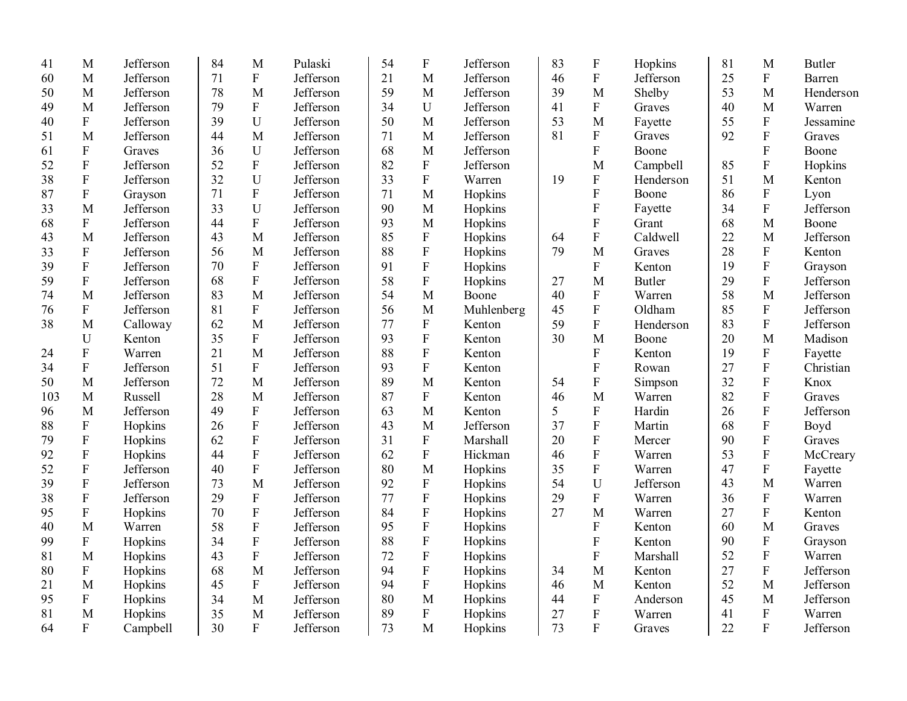| | | |
|---|---|---|
| 41 | M | Jefferson |
| 60 | M | Jefferson |
| 50 | M | Jefferson |
| 49 | M | Jefferson |
| 40 | F | Jefferson |
| 51 | M | Jefferson |
| 61 | F | Graves |
| 52 | F | Jefferson |
| 38 | F | Jefferson |
| 87 | F | Grayson |
| 33 | M | Jefferson |
| 68 | F | Jefferson |
| 43 | M | Jefferson |
| 33 | F | Jefferson |
| 39 | F | Jefferson |
| 59 | F | Jefferson |
| 74 | M | Jefferson |
| 76 | F | Jefferson |
| 38 | M | Calloway |
| | U | Kenton |
| 24 | F | Warren |
| 34 | F | Jefferson |
| 50 | M | Jefferson |
| 103 | M | Russell |
| 96 | M | Jefferson |
| 88 | F | Hopkins |
| 79 | F | Hopkins |
| 92 | F | Hopkins |
| 52 | F | Jefferson |
| 39 | F | Jefferson |
| 38 | F | Jefferson |
| 95 | F | Hopkins |
| 40 | M | Warren |
| 99 | F | Hopkins |
| 81 | M | Hopkins |
| 80 | F | Hopkins |
| 21 | M | Hopkins |
| 95 | F | Hopkins |
| 81 | M | Hopkins |
| 64 | F | Campbell |
| 84 | M | Pulaski |
| 71 | F | Jefferson |
| 78 | M | Jefferson |
| 79 | F | Jefferson |
| 39 | U | Jefferson |
| 44 | M | Jefferson |
| 36 | U | Jefferson |
| 52 | F | Jefferson |
| 32 | U | Jefferson |
| 71 | F | Jefferson |
| 33 | U | Jefferson |
| 44 | F | Jefferson |
| 43 | M | Jefferson |
| 56 | M | Jefferson |
| 70 | F | Jefferson |
| 68 | F | Jefferson |
| 83 | M | Jefferson |
| 81 | F | Jefferson |
| 62 | M | Jefferson |
| 35 | F | Jefferson |
| 21 | M | Jefferson |
| 51 | F | Jefferson |
| 72 | M | Jefferson |
| 28 | M | Jefferson |
| 49 | F | Jefferson |
| 26 | F | Jefferson |
| 62 | F | Jefferson |
| 44 | F | Jefferson |
| 40 | F | Jefferson |
| 73 | M | Jefferson |
| 29 | F | Jefferson |
| 70 | F | Jefferson |
| 58 | F | Jefferson |
| 34 | F | Jefferson |
| 43 | F | Jefferson |
| 68 | M | Jefferson |
| 45 | F | Jefferson |
| 34 | M | Jefferson |
| 35 | M | Jefferson |
| 30 | F | Jefferson |
| 54 | F | Jefferson |
| 21 | M | Jefferson |
| 59 | M | Jefferson |
| 34 | U | Jefferson |
| 50 | M | Jefferson |
| 71 | M | Jefferson |
| 68 | M | Jefferson |
| 82 | F | Jefferson |
| 33 | F | Warren |
| 71 | M | Hopkins |
| 90 | M | Hopkins |
| 93 | M | Hopkins |
| 85 | F | Hopkins |
| 88 | F | Hopkins |
| 91 | F | Hopkins |
| 58 | F | Hopkins |
| 54 | M | Boone |
| 56 | M | Muhlenberg |
| 77 | F | Kenton |
| 93 | F | Kenton |
| 88 | F | Kenton |
| 93 | F | Kenton |
| 89 | M | Kenton |
| 87 | F | Kenton |
| 63 | M | Kenton |
| 43 | M | Jefferson |
| 31 | F | Marshall |
| 62 | F | Hickman |
| 80 | M | Hopkins |
| 92 | F | Hopkins |
| 77 | F | Hopkins |
| 84 | F | Hopkins |
| 95 | F | Hopkins |
| 88 | F | Hopkins |
| 72 | F | Hopkins |
| 94 | F | Hopkins |
| 94 | F | Hopkins |
| 80 | M | Hopkins |
| 89 | F | Hopkins |
| 73 | M | Hopkins |
| 83 | F | Hopkins |
| 46 | F | Jefferson |
| 39 | M | Shelby |
| 41 | F | Graves |
| 53 | M | Fayette |
| 81 | F | Graves |
| | F | Boone |
| | M | Campbell |
| 19 | F | Henderson |
| | F | Boone |
| | F | Fayette |
| | F | Grant |
| 64 | F | Caldwell |
| 79 | M | Graves |
| | F | Kenton |
| 27 | M | Butler |
| 40 | F | Warren |
| 45 | F | Oldham |
| 59 | F | Henderson |
| 30 | M | Boone |
| | F | Kenton |
| | F | Rowan |
| 54 | F | Simpson |
| 46 | M | Warren |
| 5 | F | Hardin |
| 37 | F | Martin |
| 20 | F | Mercer |
| 46 | F | Warren |
| 35 | F | Warren |
| 54 | U | Jefferson |
| 29 | F | Warren |
| 27 | M | Warren |
| | F | Kenton |
| | F | Kenton |
| | F | Marshall |
| 34 | M | Kenton |
| 46 | M | Kenton |
| 44 | F | Anderson |
| 27 | F | Warren |
| 73 | F | Graves |
| 81 | M | Butler |
| 25 | F | Barren |
| 53 | M | Henderson |
| 40 | M | Warren |
| 55 | F | Jessamine |
| 92 | F | Graves |
| | F | Boone |
| 85 | F | Hopkins |
| 51 | M | Kenton |
| 86 | F | Lyon |
| 34 | F | Jefferson |
| 68 | M | Boone |
| 22 | M | Jefferson |
| 28 | F | Kenton |
| 19 | F | Grayson |
| 29 | F | Jefferson |
| 58 | M | Jefferson |
| 85 | F | Jefferson |
| 83 | F | Jefferson |
| 20 | M | Madison |
| 19 | F | Fayette |
| 27 | F | Christian |
| 32 | F | Knox |
| 82 | F | Graves |
| 26 | F | Jefferson |
| 68 | F | Boyd |
| 90 | F | Graves |
| 53 | F | McCreary |
| 47 | F | Fayette |
| 43 | M | Warren |
| 36 | F | Warren |
| 27 | F | Kenton |
| 60 | M | Graves |
| 90 | F | Grayson |
| 52 | F | Warren |
| 27 | F | Jefferson |
| 52 | M | Jefferson |
| 45 | M | Jefferson |
| 41 | F | Warren |
| 22 | F | Jefferson |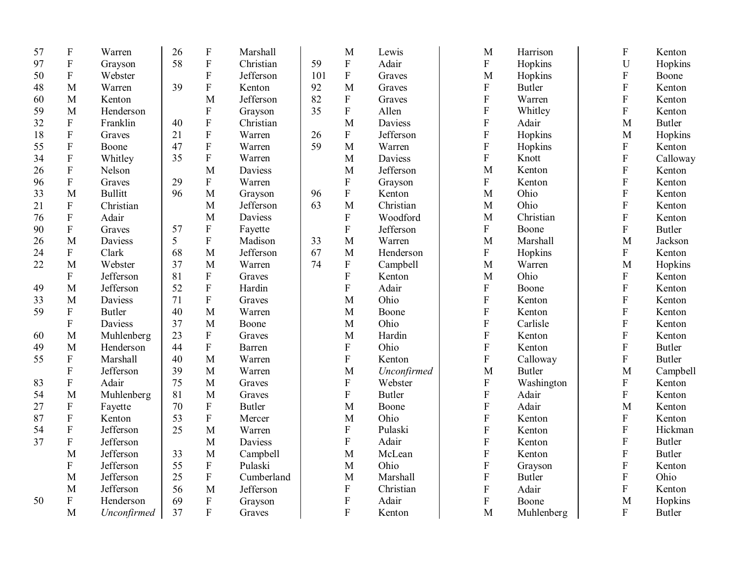| | | |
|---|---|---|
| 57 | F | Warren |
| 97 | F | Grayson |
| 50 | F | Webster |
| 48 | M | Warren |
| 60 | M | Kenton |
| 59 | M | Henderson |
| 32 | F | Franklin |
| 18 | F | Graves |
| 55 | F | Boone |
| 34 | F | Whitley |
| 26 | F | Nelson |
| 96 | F | Graves |
| 33 | M | Bullitt |
| 21 | F | Christian |
| 76 | F | Adair |
| 90 | F | Graves |
| 26 | M | Daviess |
| 24 | F | Clark |
| 22 | M | Webster |
| | F | Jefferson |
| 49 | M | Jefferson |
| 33 | M | Daviess |
| 59 | F | Butler |
| | F | Daviess |
| 60 | M | Muhlenberg |
| 49 | M | Henderson |
| 55 | F | Marshall |
| | F | Jefferson |
| 83 | F | Adair |
| 54 | M | Muhlenberg |
| 27 | F | Fayette |
| 87 | F | Kenton |
| 54 | F | Jefferson |
| 37 | F | Jefferson |
| | M | Jefferson |
| | F | Jefferson |
| | M | Jefferson |
| | M | Jefferson |
| 50 | F | Henderson |
| | M | *Unconfirmed* |
| 26 | F | Marshall |
| 58 | F | Christian |
| | F | Jefferson |
| 39 | F | Kenton |
| | M | Jefferson |
| | F | Grayson |
| 40 | F | Christian |
| 21 | F | Warren |
| 47 | F | Warren |
| 35 | F | Warren |
| | M | Daviess |
| 29 | F | Warren |
| 96 | M | Grayson |
| | M | Jefferson |
| | M | Daviess |
| 57 | F | Fayette |
| 5 | F | Madison |
| 68 | M | Jefferson |
| 37 | M | Warren |
| 81 | F | Graves |
| 52 | F | Hardin |
| 71 | F | Graves |
| 40 | M | Warren |
| 37 | M | Boone |
| 23 | F | Graves |
| 44 | F | Barren |
| 40 | M | Warren |
| 39 | M | Warren |
| 75 | M | Graves |
| 81 | M | Graves |
| 70 | F | Butler |
| 53 | F | Mercer |
| 25 | M | Warren |
| | M | Daviess |
| 33 | M | Campbell |
| 55 | F | Pulaski |
| 25 | F | Cumberland |
| 56 | M | Jefferson |
| 69 | F | Grayson |
| 37 | F | Graves |
| | M | Lewis |
| 59 | F | Adair |
| 101 | F | Graves |
| 92 | M | Graves |
| 82 | F | Graves |
| 35 | F | Allen |
| | M | Daviess |
| 26 | F | Jefferson |
| 59 | M | Warren |
| | M | Daviess |
| | M | Jefferson |
| | F | Grayson |
| 96 | F | Kenton |
| 63 | M | Christian |
| | F | Woodford |
| | F | Jefferson |
| 33 | M | Warren |
| 67 | M | Henderson |
| 74 | F | Campbell |
| | F | Kenton |
| | F | Adair |
| | M | Ohio |
| | M | Boone |
| | M | Ohio |
| | M | Hardin |
| | F | Ohio |
| | F | Kenton |
| | M | *Unconfirmed* |
| | F | Webster |
| | F | Butler |
| | M | Boone |
| | M | Ohio |
| | F | Pulaski |
| | F | Adair |
| | M | McLean |
| | M | Ohio |
| | M | Marshall |
| | F | Christian |
| | F | Adair |
| | F | Kenton |
| | M | Harrison |
| | F | Hopkins |
| | M | Hopkins |
| | F | Butler |
| | F | Warren |
| | F | Whitley |
| | F | Adair |
| | F | Hopkins |
| | F | Hopkins |
| | F | Knott |
| | M | Kenton |
| | F | Kenton |
| | M | Ohio |
| | M | Ohio |
| | M | Christian |
| | F | Boone |
| | M | Marshall |
| | F | Hopkins |
| | M | Warren |
| | M | Ohio |
| | F | Boone |
| | F | Kenton |
| | F | Kenton |
| | F | Carlisle |
| | F | Kenton |
| | F | Kenton |
| | F | Calloway |
| | M | Butler |
| | F | Washington |
| | F | Adair |
| | F | Adair |
| | F | Kenton |
| | F | Kenton |
| | F | Kenton |
| | F | Kenton |
| | F | Grayson |
| | F | Butler |
| | F | Adair |
| | F | Boone |
| | M | Muhlenberg |
| | F | Kenton |
| | U | Hopkins |
| | F | Boone |
| | F | Kenton |
| | F | Kenton |
| | F | Kenton |
| | M | Butler |
| | M | Hopkins |
| | F | Kenton |
| | F | Calloway |
| | F | Kenton |
| | F | Kenton |
| | F | Kenton |
| | F | Kenton |
| | F | Kenton |
| | F | Butler |
| | M | Jackson |
| | F | Kenton |
| | M | Hopkins |
| | F | Kenton |
| | F | Kenton |
| | F | Kenton |
| | F | Kenton |
| | F | Kenton |
| | F | Kenton |
| | F | Butler |
| | F | Butler |
| | M | Campbell |
| | F | Kenton |
| | F | Kenton |
| | M | Kenton |
| | F | Kenton |
| | F | Hickman |
| | F | Butler |
| | F | Butler |
| | F | Kenton |
| | F | Ohio |
| | F | Kenton |
| | M | Hopkins |
| | F | Butler |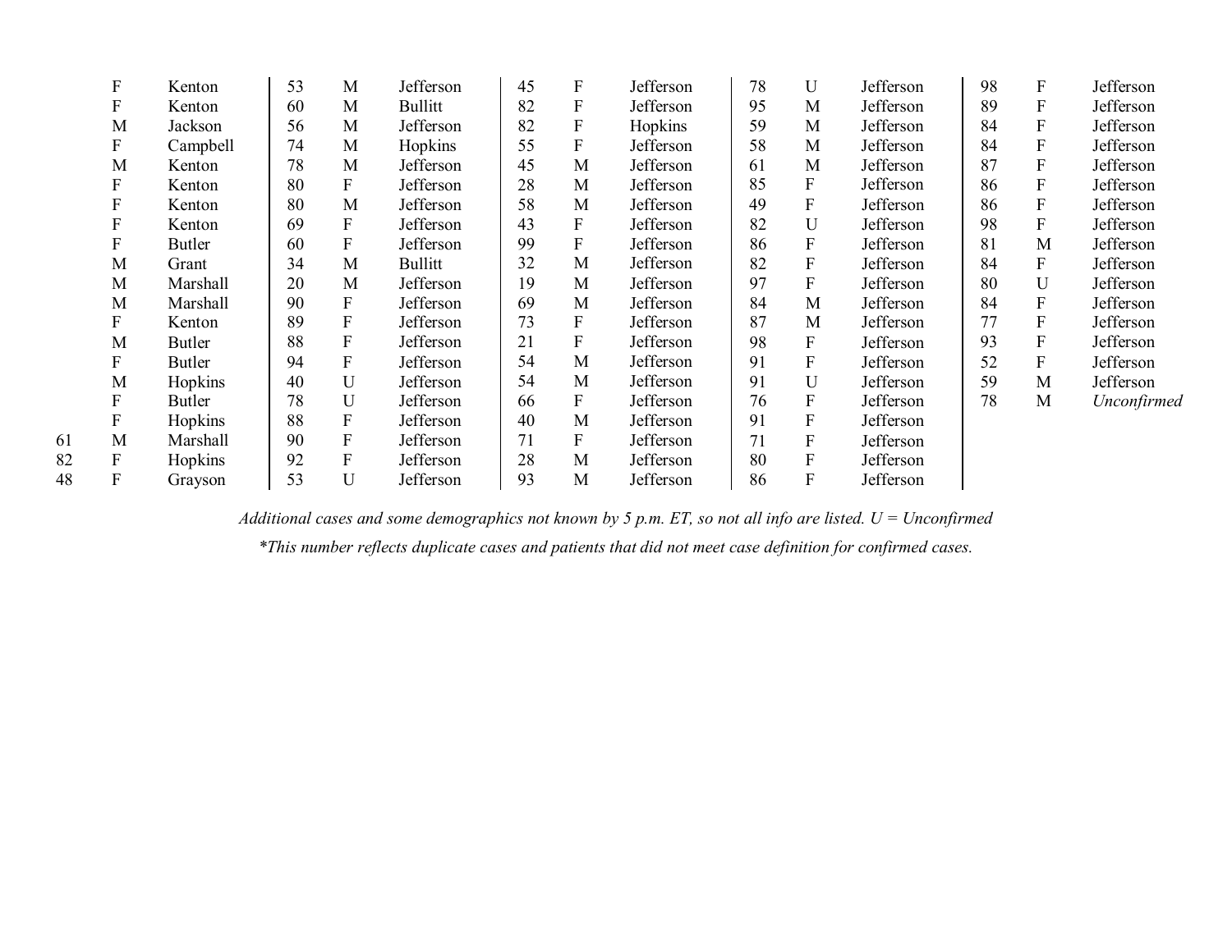| | | | | | | | | | | | | | | |
|---|---|---|---|---|---|---|---|---|---|---|---|---|---|---|
| | F | Kenton | 53 | M | Jefferson | 45 | F | Jefferson | 78 | U | Jefferson | 98 | F | Jefferson |
| | F | Kenton | 60 | M | Bullitt | 82 | F | Jefferson | 95 | M | Jefferson | 89 | F | Jefferson |
| | M | Jackson | 56 | M | Jefferson | 82 | F | Hopkins | 59 | M | Jefferson | 84 | F | Jefferson |
| | F | Campbell | 74 | M | Hopkins | 55 | F | Jefferson | 58 | M | Jefferson | 84 | F | Jefferson |
| | M | Kenton | 78 | M | Jefferson | 45 | M | Jefferson | 61 | M | Jefferson | 87 | F | Jefferson |
| | F | Kenton | 80 | F | Jefferson | 28 | M | Jefferson | 85 | F | Jefferson | 86 | F | Jefferson |
| | F | Kenton | 80 | M | Jefferson | 58 | M | Jefferson | 49 | F | Jefferson | 86 | F | Jefferson |
| | F | Kenton | 69 | F | Jefferson | 43 | F | Jefferson | 82 | U | Jefferson | 98 | F | Jefferson |
| | F | Butler | 60 | F | Jefferson | 99 | F | Jefferson | 86 | F | Jefferson | 81 | M | Jefferson |
| | M | Grant | 34 | M | Bullitt | 32 | M | Jefferson | 82 | F | Jefferson | 84 | F | Jefferson |
| | M | Marshall | 20 | M | Jefferson | 19 | M | Jefferson | 97 | F | Jefferson | 80 | U | Jefferson |
| | M | Marshall | 90 | F | Jefferson | 69 | M | Jefferson | 84 | M | Jefferson | 84 | F | Jefferson |
| | F | Kenton | 89 | F | Jefferson | 73 | F | Jefferson | 87 | M | Jefferson | 77 | F | Jefferson |
| | M | Butler | 88 | F | Jefferson | 21 | F | Jefferson | 98 | F | Jefferson | 93 | F | Jefferson |
| | F | Butler | 94 | F | Jefferson | 54 | M | Jefferson | 91 | F | Jefferson | 52 | F | Jefferson |
| | M | Hopkins | 40 | U | Jefferson | 54 | M | Jefferson | 91 | U | Jefferson | 59 | M | Jefferson |
| | F | Butler | 78 | U | Jefferson | 66 | F | Jefferson | 76 | F | Jefferson | 78 | M | *Unconfirmed* |
| | F | Hopkins | 88 | F | Jefferson | 40 | M | Jefferson | 91 | F | Jefferson | | | |
| 61 | M | Marshall | 90 | F | Jefferson | 71 | F | Jefferson | 71 | F | Jefferson | | | |
| 82 | F | Hopkins | 92 | F | Jefferson | 28 | M | Jefferson | 80 | F | Jefferson | | | |
| 48 | F | Grayson | 53 | U | Jefferson | 93 | M | Jefferson | 86 | F | Jefferson | | | |

*Additional cases and some demographics not known by 5 p.m. ET, so not all info are listed. U = Unconfirmed*

*\*This number reflects duplicate cases and patients that did not meet case definition for confirmed cases.*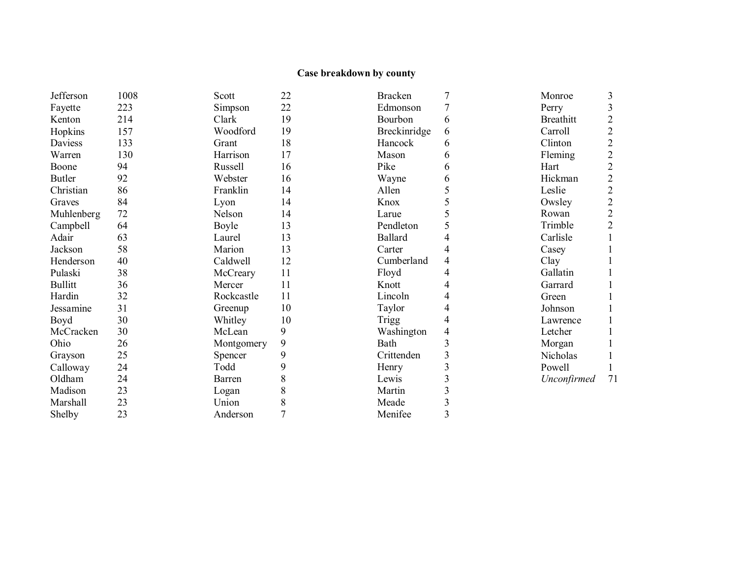**Case breakdown by county**

| | | | | | | | |
|---|---|---|---|---|---|---|---|
| Jefferson | 1008 | Scott | 22 | Bracken | 7 | Monroe | 3 |
| Fayette | 223 | Simpson | 22 | Edmonson | 7 | Perry | 3 |
| Kenton | 214 | Clark | 19 | Bourbon | 6 | Breathitt | 2 |
| Hopkins | 157 | Woodford | 19 | Breckinridge | 6 | Carroll | 2 |
| Daviess | 133 | Grant | 18 | Hancock | 6 | Clinton | 2 |
| Warren | 130 | Harrison | 17 | Mason | 6 | Fleming | 2 |
| Boone | 94 | Russell | 16 | Pike | 6 | Hart | 2 |
| Butler | 92 | Webster | 16 | Wayne | 6 | Hickman | 2 |
| Christian | 86 | Franklin | 14 | Allen | 5 | Leslie | 2 |
| Graves | 84 | Lyon | 14 | Knox | 5 | Owsley | 2 |
| Muhlenberg | 72 | Nelson | 14 | Larue | 5 | Rowan | 2 |
| Campbell | 64 | Boyle | 13 | Pendleton | 5 | Trimble | 2 |
| Adair | 63 | Laurel | 13 | Ballard | 4 | Carlisle | 1 |
| Jackson | 58 | Marion | 13 | Carter | 4 | Casey | 1 |
| Henderson | 40 | Caldwell | 12 | Cumberland | 4 | Clay | 1 |
| Pulaski | 38 | McCreary | 11 | Floyd | 4 | Gallatin | 1 |
| Bullitt | 36 | Mercer | 11 | Knott | 4 | Garrard | 1 |
| Hardin | 32 | Rockcastle | 11 | Lincoln | 4 | Green | 1 |
| Jessamine | 31 | Greenup | 10 | Taylor | 4 | Johnson | 1 |
| Boyd | 30 | Whitley | 10 | Trigg | 4 | Lawrence | 1 |
| McCracken | 30 | McLean | 9 | Washington | 4 | Letcher | 1 |
| Ohio | 26 | Montgomery | 9 | Bath | 3 | Morgan | 1 |
| Grayson | 25 | Spencer | 9 | Crittenden | 3 | Nicholas | 1 |
| Calloway | 24 | Todd | 9 | Henry | 3 | Powell | 1 |
| Oldham | 24 | Barren | 8 | Lewis | 3 | *Unconfirmed* | 71 |
| Madison | 23 | Logan | 8 | Martin | 3 | | |
| Marshall | 23 | Union | 8 | Meade | 3 | | |
| Shelby | 23 | Anderson | 7 | Menifee | 3 | | |